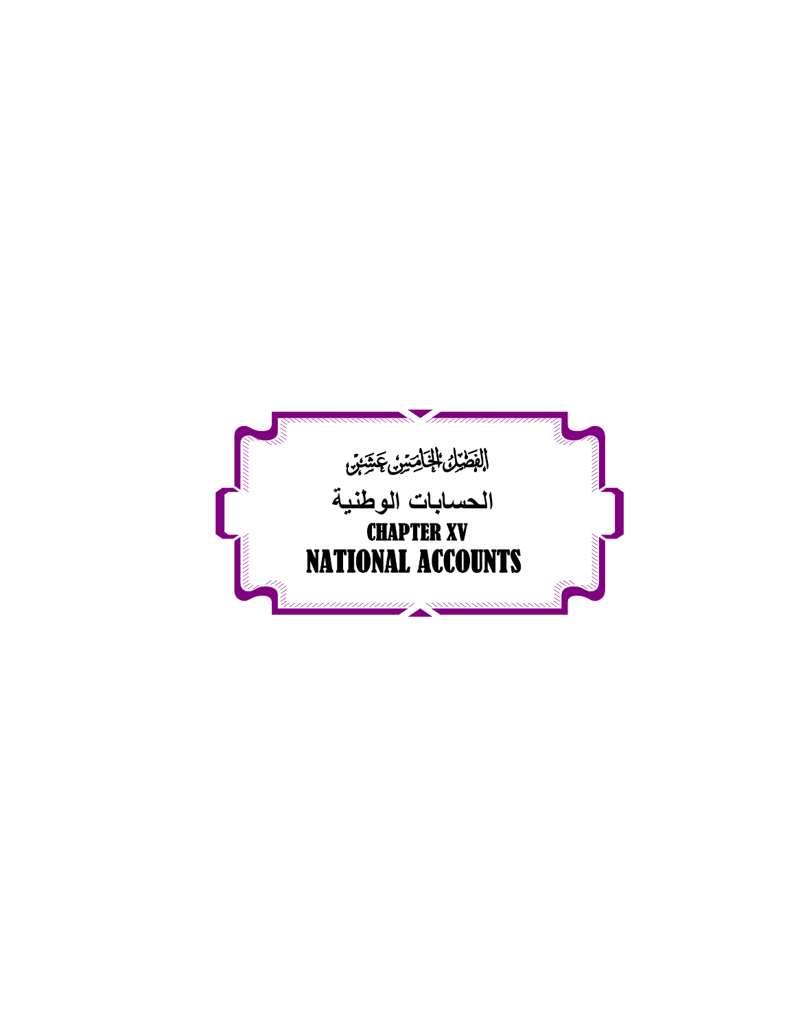# الفصل الخامس عشر

# الحسابات الوطنية

# CHAPTER XV

# NATIONAL ACCOUNTS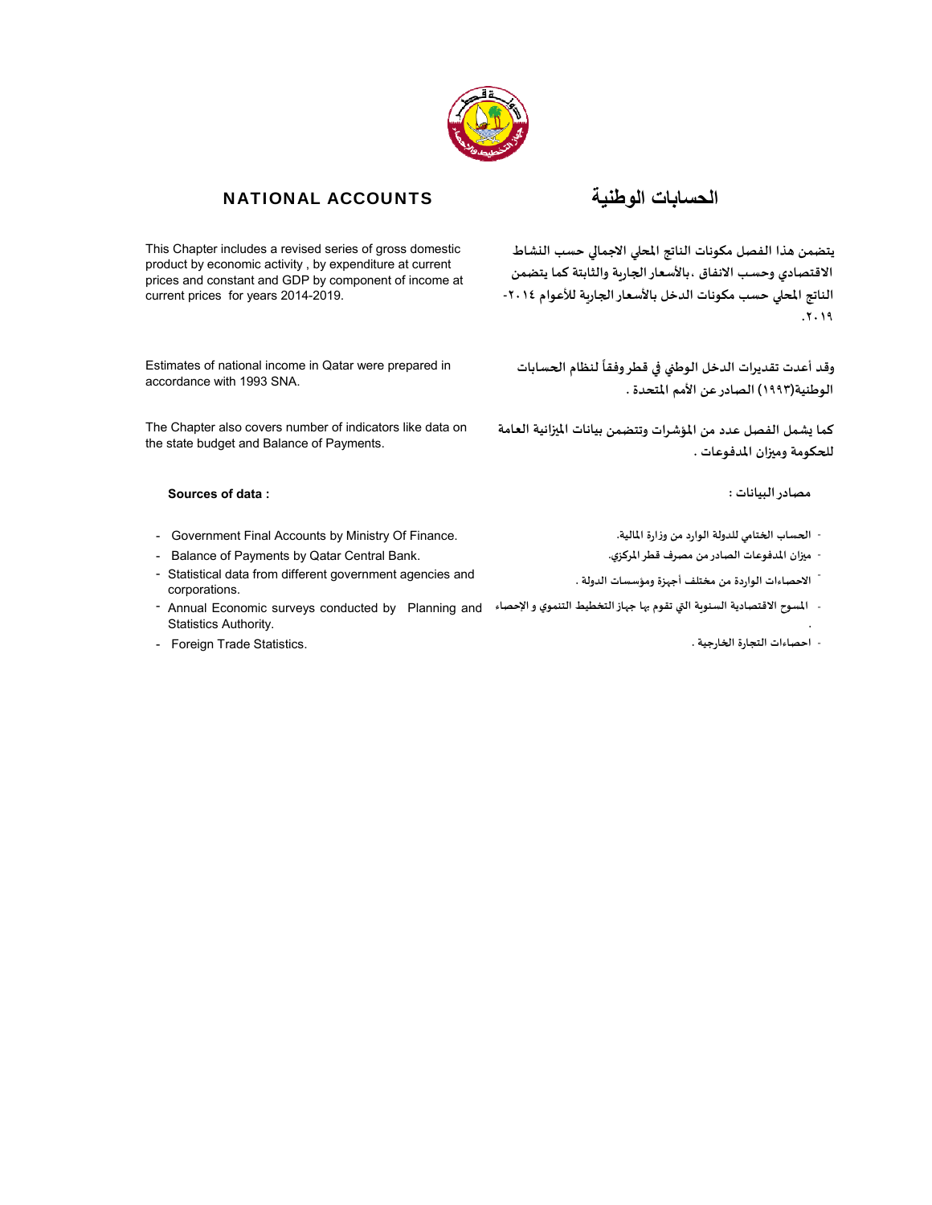## NATIONAL ACCOUNTS

## الحسابات الوطنية

This Chapter includes a revised series of gross domestic product by economic activity , by expenditure at current prices and constant and GDP by component of income at current prices for years 2014-2019.

يتضمن هذا الفصل مكونات الناتج المحلي الاجمالي حسب النشاط الاقتصادي وحسب الانفاق ،بالأسعار الجارية والثابتة كما يتضمن الناتج المحلي حسب مكونات الدخل بالأسعار الجارية للأعوام ٢٠١٤-٢٠١٩.

Estimates of national income in Qatar were prepared in accordance with 1993 SNA.

وقد أعدت تقديرات الدخل الوطني في قطر وفقاً لنظام الحسابات الوطنية(١٩٩٣) الصادر عن الأمم المتحدة .

The Chapter also covers number of indicators like data on the state budget and Balance of Payments.

كما يشمل الفصل عدد من المؤشرات وتتضمن بيانات الميزانية العامة للحكومة وميزان المدفوعات .

**Sources of data :**

- Government Final Accounts by Ministry Of Finance.
- Balance of Payments by Qatar Central Bank.
- Statistical data from different government agencies and corporations.
- Annual Economic surveys conducted by Planning and Statistics Authority.
- Foreign Trade Statistics.

**مصادر البيانات :**

- الحساب الختامي للدولة الوارد من وزارة المالية.
- ميزان المدفوعات الصادر من مصرف قطر المركزي.
- الاحصاءات الواردة من مختلف أجهزة ومؤسسات الدولة .
- المسوح الاقتصادية السنوية التي تقوم بها جهاز التخطيط التنموي و الإحصاء .
- احصاءات التجارة الخارجية .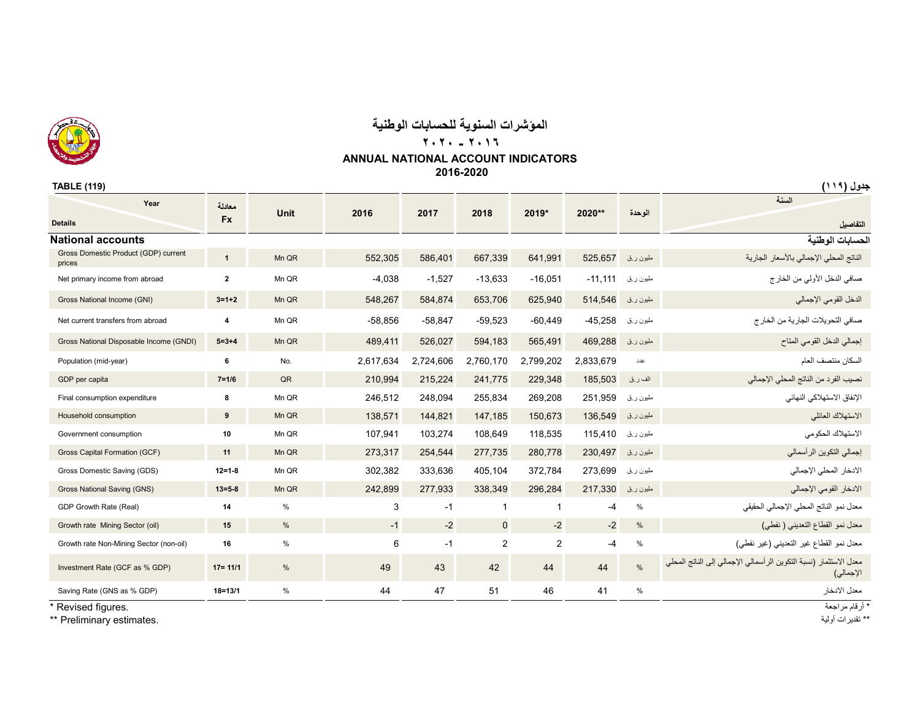# المؤشرات السنوية للحسابات الوطنية

## ٢٠١٦ - ٢٠٢٠

## ANNUAL NATIONAL ACCOUNT INDICATORS

## 2016-2020

**TABLE (119)** **جدول (١١٩)**

| Year / Details | معادلة Fx | Unit | 2016 | 2017 | 2018 | 2019* | 2020** | الوحدة | السنة / التفاصيل |
|---|---|---|---|---|---|---|---|---|---|
| **National accounts** | | | | | | | | | **الحسابات الوطنية** |
| Gross Domestic Product (GDP) current prices | 1 | Mn QR | 552,305 | 586,401 | 667,339 | 641,991 | 525,657 | مليون ر.ق | الناتج المحلي الإجمالي بالأسعار الجارية |
| Net primary income from abroad | 2 | Mn QR | -4,038 | -1,527 | -13,633 | -16,051 | -11,111 | مليون ر.ق | صافي الدخل الأولي من الخارج |
| Gross National Income (GNI) | 3=1+2 | Mn QR | 548,267 | 584,874 | 653,706 | 625,940 | 514,546 | مليون ر.ق | الدخل القومي الإجمالي |
| Net current transfers from abroad | 4 | Mn QR | -58,856 | -58,847 | -59,523 | -60,449 | -45,258 | مليون ر.ق | صافي التحويلات الجارية من الخارج |
| Gross National Disposable Income (GNDI) | 5=3+4 | Mn QR | 489,411 | 526,027 | 594,183 | 565,491 | 469,288 | مليون ر.ق | إجمالي الدخل القومي المتاح |
| Population (mid-year) | 6 | No. | 2,617,634 | 2,724,606 | 2,760,170 | 2,799,202 | 2,833,679 | عدد | السكان منتصف العام |
| GDP per capita | 7=1/6 | QR | 210,994 | 215,224 | 241,775 | 229,348 | 185,503 | الف ر.ق | نصيب الفرد من الناتج المحلي الإجمالي |
| Final consumption expenditure | 8 | Mn QR | 246,512 | 248,094 | 255,834 | 269,208 | 251,959 | مليون ر.ق | الإنفاق الاستهلاكي النهائي |
| Household consumption | 9 | Mn QR | 138,571 | 144,821 | 147,185 | 150,673 | 136,549 | مليون ر.ق | الاستهلاك العائلي |
| Government consumption | 10 | Mn QR | 107,941 | 103,274 | 108,649 | 118,535 | 115,410 | مليون ر.ق | الاستهلاك الحكومي |
| Gross Capital Formation (GCF) | 11 | Mn QR | 273,317 | 254,544 | 277,735 | 280,778 | 230,497 | مليون ر.ق | إجمالي التكوين الرأسمالي |
| Gross Domestic Saving (GDS) | 12=1-8 | Mn QR | 302,382 | 333,636 | 405,104 | 372,784 | 273,699 | مليون ر.ق | الادخار المحلي الإجمالي |
| Gross National Saving (GNS) | 13=5-8 | Mn QR | 242,899 | 277,933 | 338,349 | 296,284 | 217,330 | مليون ر.ق | الادخار القومي الإجمالي |
| GDP Growth Rate (Real) | 14 | % | 3 | -1 | 1 | 1 | -4 | % | معدل نمو الناتج المحلي الإجمالي الحقيقي |
| Growth rate Mining Sector (oil) | 15 | % | -1 | -2 | 0 | -2 | -2 | % | معدل نمو القطاع التعديني ( نفطي) |
| Growth rate Non-Mining Sector (non-oil) | 16 | % | 6 | -1 | 2 | 2 | -4 | % | معدل نمو القطاع غير التعديني (غير نفطي) |
| Investment Rate (GCF as % GDP) | 17= 11/1 | % | 49 | 43 | 42 | 44 | 44 | % | معدل الاستثمار (نسبة التكوين الرأسمالي الإجمالي إلى الناتج المحلي الإجمالي) |
| Saving Rate (GNS as % GDP) | 18=13/1 | % | 44 | 47 | 51 | 46 | 41 | % | معدل الادخار |

\* Revised figures. * أرقام مراجعة

** Preliminary estimates. ** تقديرات أولية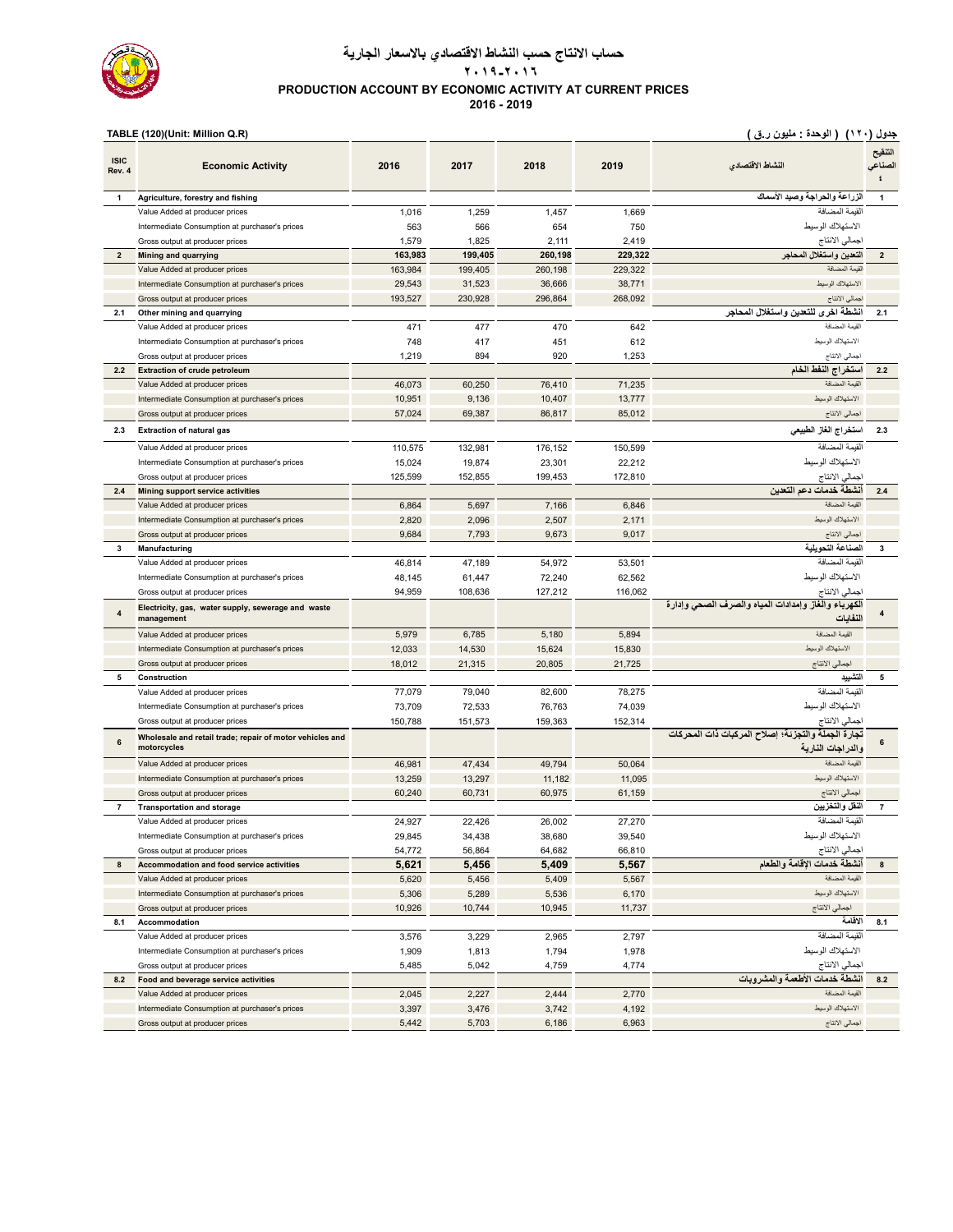# حساب الانتاج حسب النشاط الاقتصادي بالاسعار الجارية

## ٢٠١٦-٢٠١٩

## PRODUCTION ACCOUNT BY ECONOMIC ACTIVITY AT CURRENT PRICES

## 2016 - 2019

TABLE (120)(Unit: Million Q.R)

جدول (١٢٠) ( الوحدة : مليون ر.ق )

| ISIC Rev. 4 | Economic Activity | 2016 | 2017 | 2018 | 2019 | النشاط الاقتصادي | التنقيح الصناعي ٤ |
|---|---|---|---|---|---|---|---|
| 1 | Agriculture, forestry and fishing | | | | | الزراعة والحراجة وصيد الأسماك | 1 |
| | Value Added at producer prices | 1,016 | 1,259 | 1,457 | 1,669 | القيمة المضافة | |
| | Intermediate Consumption at purchaser's prices | 563 | 566 | 654 | 750 | الاستهلاك الوسيط | |
| | Gross output at producer prices | 1,579 | 1,825 | 2,111 | 2,419 | اجمالي الانتاج | |
| 2 | Mining and quarrying | 163,983 | 199,405 | 260,198 | 229,322 | التعدين واستغلال المحاجر | 2 |
| | Value Added at producer prices | 163,984 | 199,405 | 260,198 | 229,322 | القيمة المضافة | |
| | Intermediate Consumption at purchaser's prices | 29,543 | 31,523 | 36,666 | 38,771 | الاستهلاك الوسيط | |
| | Gross output at producer prices | 193,527 | 230,928 | 296,864 | 268,092 | اجمالي الانتاج | |
| 2.1 | Other mining and quarrying | | | | | أنشطة اخرى للتعدين واستغلال المحاجر | 2.1 |
| | Value Added at producer prices | 471 | 477 | 470 | 642 | القيمة المضافة | |
| | Intermediate Consumption at purchaser's prices | 748 | 417 | 451 | 612 | الاستهلاك الوسيط | |
| | Gross output at producer prices | 1,219 | 894 | 920 | 1,253 | اجمالي الانتاج | |
| 2.2 | Extraction of crude petroleum | | | | | استخراج النفط الخام | 2.2 |
| | Value Added at producer prices | 46,073 | 60,250 | 76,410 | 71,235 | القيمة المضافة | |
| | Intermediate Consumption at purchaser's prices | 10,951 | 9,136 | 10,407 | 13,777 | الاستهلاك الوسيط | |
| | Gross output at producer prices | 57,024 | 69,387 | 86,817 | 85,012 | اجمالي الانتاج | |
| 2.3 | Extraction of natural gas | | | | | استخراج الغاز الطبيعي | 2.3 |
| | Value Added at producer prices | 110,575 | 132,981 | 176,152 | 150,599 | القيمة المضافة | |
| | Intermediate Consumption at purchaser's prices | 15,024 | 19,874 | 23,301 | 22,212 | الاستهلاك الوسيط | |
| | Gross output at producer prices | 125,599 | 152,855 | 199,453 | 172,810 | اجمالي الانتاج | |
| 2.4 | Mining support service activities | | | | | أنشطة خدمات دعم التعدين | 2.4 |
| | Value Added at producer prices | 6,864 | 5,697 | 7,166 | 6,846 | القيمة المضافة | |
| | Intermediate Consumption at purchaser's prices | 2,820 | 2,096 | 2,507 | 2,171 | الاستهلاك الوسيط | |
| | Gross output at producer prices | 9,684 | 7,793 | 9,673 | 9,017 | اجمالي الانتاج | |
| 3 | Manufacturing | | | | | الصناعة التحويلية | 3 |
| | Value Added at producer prices | 46,814 | 47,189 | 54,972 | 53,501 | القيمة المضافة | |
| | Intermediate Consumption at purchaser's prices | 48,145 | 61,447 | 72,240 | 62,562 | الاستهلاك الوسيط | |
| | Gross output at producer prices | 94,959 | 108,636 | 127,212 | 116,062 | اجمالي الانتاج | |
| 4 | Electricity, gas, water supply, sewerage and waste management | | | | | الكهرباء والغاز وإمدادات المياه والصرف الصحي وإدارة النفايات | 4 |
| | Value Added at producer prices | 5,979 | 6,785 | 5,180 | 5,894 | القيمة المضافة | |
| | Intermediate Consumption at purchaser's prices | 12,033 | 14,530 | 15,624 | 15,830 | الاستهلاك الوسيط | |
| | Gross output at producer prices | 18,012 | 21,315 | 20,805 | 21,725 | اجمالي الانتاج | |
| 5 | Construction | | | | | التشييد | 5 |
| | Value Added at producer prices | 77,079 | 79,040 | 82,600 | 78,275 | القيمة المضافة | |
| | Intermediate Consumption at purchaser's prices | 73,709 | 72,533 | 76,763 | 74,039 | الاستهلاك الوسيط | |
| | Gross output at producer prices | 150,788 | 151,573 | 159,363 | 152,314 | اجمالي الانتاج | |
| 6 | Wholesale and retail trade; repair of motor vehicles and motorcycles | | | | | تجارة الجملة والتجزئة؛ إصلاح المركبات ذات المحركات والدراجات النارية | 6 |
| | Value Added at producer prices | 46,981 | 47,434 | 49,794 | 50,064 | القيمة المضافة | |
| | Intermediate Consumption at purchaser's prices | 13,259 | 13,297 | 11,182 | 11,095 | الاستهلاك الوسيط | |
| | Gross output at producer prices | 60,240 | 60,731 | 60,975 | 61,159 | اجمالي الانتاج | |
| 7 | Transportation and storage | | | | | النقل والتخزين | 7 |
| | Value Added at producer prices | 24,927 | 22,426 | 26,002 | 27,270 | القيمة المضافة | |
| | Intermediate Consumption at purchaser's prices | 29,845 | 34,438 | 38,680 | 39,540 | الاستهلاك الوسيط | |
| | Gross output at producer prices | 54,772 | 56,864 | 64,682 | 66,810 | اجمالي الانتاج | |
| 8 | Accommodation and food service activities | 5,621 | 5,456 | 5,409 | 5,567 | أنشطة خدمات الإقامة والطعام | 8 |
| | Value Added at producer prices | 5,620 | 5,456 | 5,409 | 5,567 | القيمة المضافة | |
| | Intermediate Consumption at purchaser's prices | 5,306 | 5,289 | 5,536 | 6,170 | الاستهلاك الوسيط | |
| | Gross output at producer prices | 10,926 | 10,744 | 10,945 | 11,737 | اجمالي الانتاج | |
| 8.1 | Accommodation | | | | | الاقامة | 8.1 |
| | Value Added at producer prices | 3,576 | 3,229 | 2,965 | 2,797 | القيمة المضافة | |
| | Intermediate Consumption at purchaser's prices | 1,909 | 1,813 | 1,794 | 1,978 | الاستهلاك الوسيط | |
| | Gross output at producer prices | 5,485 | 5,042 | 4,759 | 4,774 | اجمالي الانتاج | |
| 8.2 | Food and beverage service activities | | | | | أنشطة خدمات الأطعمة والمشروبات | 8.2 |
| | Value Added at producer prices | 2,045 | 2,227 | 2,444 | 2,770 | القيمة المضافة | |
| | Intermediate Consumption at purchaser's prices | 3,397 | 3,476 | 3,742 | 4,192 | الاستهلاك الوسيط | |
| | Gross output at producer prices | 5,442 | 5,703 | 6,186 | 6,963 | اجمالي الانتاج | |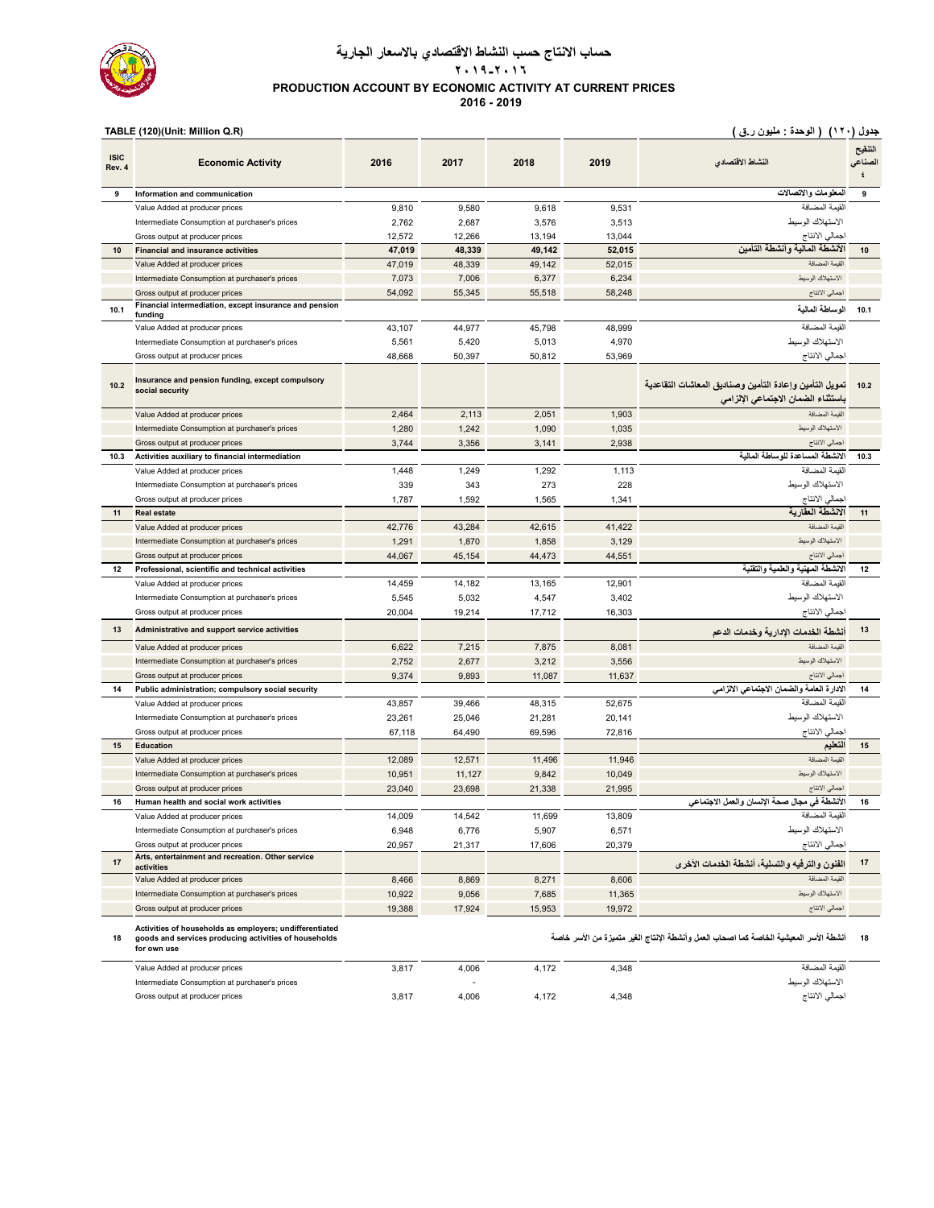# حساب الانتاج حسب النشاط الاقتصادي بالاسعار الجارية

## ٢٠١٦-٢٠١٩

## PRODUCTION ACCOUNT BY ECONOMIC ACTIVITY AT CURRENT PRICES

## 2016 - 2019

TABLE (120)(Unit: Million Q.R)

جدول (١٢٠) ( الوحدة : مليون ر.ق )

| ISIC Rev. 4 | Economic Activity | 2016 | 2017 | 2018 | 2019 | النشاط الاقتصادي | التنقيح الصناعي ٤ |
|---|---|---|---|---|---|---|---|
| 9 | **Information and communication** | | | | | **المعلومات والاتصالات** | 9 |
| | Value Added at producer prices | 9,810 | 9,580 | 9,618 | 9,531 | القيمة المضافة | |
| | Intermediate Consumption at purchaser's prices | 2,762 | 2,687 | 3,576 | 3,513 | الاستهلاك الوسيط | |
| | Gross output at producer prices | 12,572 | 12,266 | 13,194 | 13,044 | اجمالي الانتاج | |
| 10 | **Financial and insurance activities** | **47,019** | **48,339** | **49,142** | **52,015** | **الأنشطة المالية وأنشطة التأمين** | 10 |
| | Value Added at producer prices | 47,019 | 48,339 | 49,142 | 52,015 | القيمة المضافة | |
| | Intermediate Consumption at purchaser's prices | 7,073 | 7,006 | 6,377 | 6,234 | الاستهلاك الوسيط | |
| | Gross output at producer prices | 54,092 | 55,345 | 55,518 | 58,248 | اجمالي الانتاج | |
| 10.1 | **Financial intermediation, except insurance and pension funding** | | | | | **الوساطة المالية** | 10.1 |
| | Value Added at producer prices | 43,107 | 44,977 | 45,798 | 48,999 | القيمة المضافة | |
| | Intermediate Consumption at purchaser's prices | 5,561 | 5,420 | 5,013 | 4,970 | الاستهلاك الوسيط | |
| | Gross output at producer prices | 48,668 | 50,397 | 50,812 | 53,969 | اجمالي الانتاج | |
| 10.2 | **Insurance and pension funding, except compulsory social security** | | | | | **تمويل التأمين وإعادة التأمين وصناديق المعاشات التقاعدية باستثناء الضمان الاجتماعي الالزامي** | 10.2 |
| | Value Added at producer prices | 2,464 | 2,113 | 2,051 | 1,903 | القيمة المضافة | |
| | Intermediate Consumption at purchaser's prices | 1,280 | 1,242 | 1,090 | 1,035 | الاستهلاك الوسيط | |
| | Gross output at producer prices | 3,744 | 3,356 | 3,141 | 2,938 | اجمالي الانتاج | |
| 10.3 | **Activities auxiliary to financial intermediation** | | | | | **الانشطة المساعدة للوساطة المالية** | 10.3 |
| | Value Added at producer prices | 1,448 | 1,249 | 1,292 | 1,113 | القيمة المضافة | |
| | Intermediate Consumption at purchaser's prices | 339 | 343 | 273 | 228 | الاستهلاك الوسيط | |
| | Gross output at producer prices | 1,787 | 1,592 | 1,565 | 1,341 | اجمالي الانتاج | |
| 11 | **Real estate** | | | | | **الانشطة العقارية** | 11 |
| | Value Added at producer prices | 42,776 | 43,284 | 42,615 | 41,422 | القيمة المضافة | |
| | Intermediate Consumption at purchaser's prices | 1,291 | 1,870 | 1,858 | 3,129 | الاستهلاك الوسيط | |
| | Gross output at producer prices | 44,067 | 45,154 | 44,473 | 44,551 | اجمالي الانتاج | |
| 12 | **Professional, scientific and technical activities** | | | | | **الانشطة المهنية والعلمية والتقنية** | 12 |
| | Value Added at producer prices | 14,459 | 14,182 | 13,165 | 12,901 | القيمة المضافة | |
| | Intermediate Consumption at purchaser's prices | 5,545 | 5,032 | 4,547 | 3,402 | الاستهلاك الوسيط | |
| | Gross output at producer prices | 20,004 | 19,214 | 17,712 | 16,303 | اجمالي الانتاج | |
| 13 | **Administrative and support service activities** | | | | | **أنشطة الخدمات الإدارية وخدمات الدعم** | 13 |
| | Value Added at producer prices | 6,622 | 7,215 | 7,875 | 8,081 | القيمة المضافة | |
| | Intermediate Consumption at purchaser's prices | 2,752 | 2,677 | 3,212 | 3,556 | الاستهلاك الوسيط | |
| | Gross output at producer prices | 9,374 | 9,893 | 11,087 | 11,637 | اجمالي الانتاج | |
| 14 | **Public administration; compulsory social security** | | | | | **الادارة العامة والضمان الاجتماعي الالزامي** | 14 |
| | Value Added at producer prices | 43,857 | 39,466 | 48,315 | 52,675 | القيمة المضافة | |
| | Intermediate Consumption at purchaser's prices | 23,261 | 25,046 | 21,281 | 20,141 | الاستهلاك الوسيط | |
| | Gross output at producer prices | 67,118 | 64,490 | 69,596 | 72,816 | اجمالي الانتاج | |
| 15 | **Education** | | | | | **التعليم** | 15 |
| | Value Added at producer prices | 12,089 | 12,571 | 11,496 | 11,946 | القيمة المضافة | |
| | Intermediate Consumption at purchaser's prices | 10,951 | 11,127 | 9,842 | 10,049 | الاستهلاك الوسيط | |
| | Gross output at producer prices | 23,040 | 23,698 | 21,338 | 21,995 | اجمالي الانتاج | |
| 16 | **Human health and social work activities** | | | | | **الأنشطة في مجال صحة الإنسان والعمل الاجتماعي** | 16 |
| | Value Added at producer prices | 14,009 | 14,542 | 11,699 | 13,809 | القيمة المضافة | |
| | Intermediate Consumption at purchaser's prices | 6,948 | 6,776 | 5,907 | 6,571 | الاستهلاك الوسيط | |
| | Gross output at producer prices | 20,957 | 21,317 | 17,606 | 20,379 | اجمالي الانتاج | |
| 17 | **Arts, entertainment and recreation. Other service activities** | | | | | **الفنون والترفيه والتسلية، أنشطة الخدمات الأخرى** | 17 |
| | Value Added at producer prices | 8,466 | 8,869 | 8,271 | 8,606 | القيمة المضافة | |
| | Intermediate Consumption at purchaser's prices | 10,922 | 9,056 | 7,685 | 11,365 | الاستهلاك الوسيط | |
| | Gross output at producer prices | 19,388 | 17,924 | 15,953 | 19,972 | اجمالي الانتاج | |
| 18 | **Activities of households as employers; undifferentiated goods and services producing activities of households for own use** | | | | | **أنشطة الأسر المعيشية الخاصة كما اصحاب العمل وأنشطة الإنتاج الغير متميزة من الأسر خاصة** | 18 |
| | Value Added at producer prices | 3,817 | 4,006 | 4,172 | 4,348 | القيمة المضافة | |
| | Intermediate Consumption at purchaser's prices | | - | | | الاستهلاك الوسيط | |
| | Gross output at producer prices | 3,817 | 4,006 | 4,172 | 4,348 | اجمالي الانتاج | |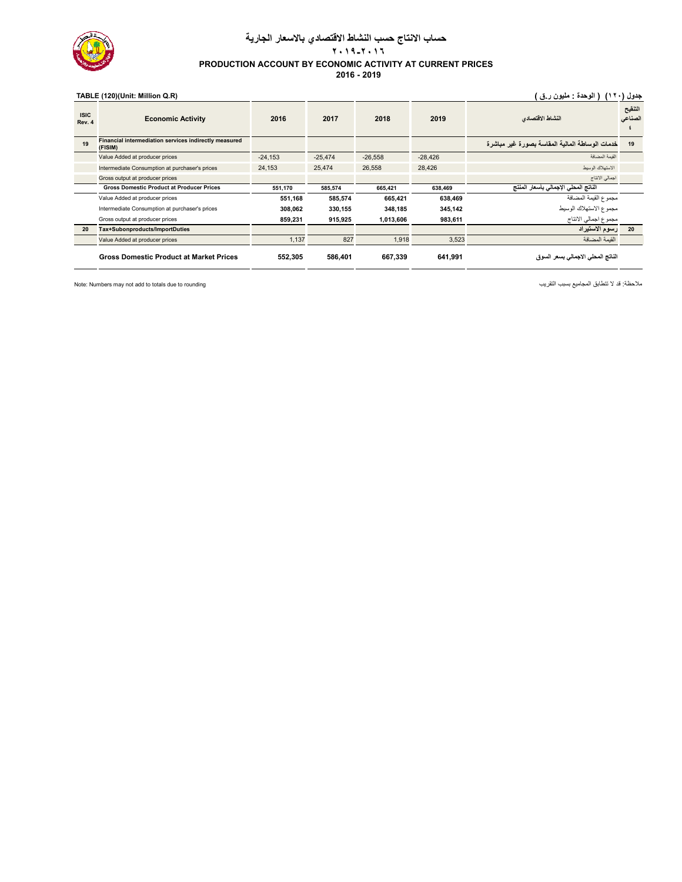# حساب الانتاج حسب النشاط الاقتصادي بالاسعار الجارية

## ٢٠١٦-٢٠١٩

## PRODUCTION ACCOUNT BY ECONOMIC ACTIVITY AT CURRENT PRICES

## 2016 - 2019

TABLE (120)(Unit: Million Q.R)

جدول (١٢٠) ( الوحدة : مليون ر.ق )

| ISIC Rev. 4 | Economic Activity | 2016 | 2017 | 2018 | 2019 | النشاط الاقتصادي | التنقيح الصناعي ٤ |
|---|---|---|---|---|---|---|---|
| 19 | **Financial intermediation services indirectly measured (FISIM)** | | | | | **خدمات الوساطة المالية المقاسة بصورة غير مباشرة** | 19 |
| | Value Added at producer prices | -24,153 | -25,474 | -26,558 | -28,426 | القيمة المضافة | |
| | Intermediate Consumption at purchaser's prices | 24,153 | 25,474 | 26,558 | 28,426 | الاستهلاك الوسيط | |
| | Gross output at producer prices | | | | | اجمالي الانتاج | |
| | **Gross Domestic Product at Producer Prices** | **551,170** | **585,574** | **665,421** | **638,469** | **الناتج المحلي الإجمالي بأسعار المنتج** | |
| | Value Added at producer prices | **551,168** | **585,574** | **665,421** | **638,469** | مجموع القيمة المضافة | |
| | Intermediate Consumption at purchaser's prices | **308,062** | **330,155** | **348,185** | **345,142** | مجموع الاستهلاك الوسيط | |
| | Gross output at producer prices | **859,231** | **915,925** | **1,013,606** | **983,611** | مجموع اجمالي الانتاج | |
| 20 | **Tax+Subonproducts/ImportDuties** | | | | | **رسوم الاستيراد** | 20 |
| | Value Added at producer prices | 1,137 | 827 | 1,918 | 3,523 | القيمة المضافة | |
| | **Gross Domestic Product at Market Prices** | **552,305** | **586,401** | **667,339** | **641,991** | **الناتج المحلي الاجمالي بسعر السوق** | |

Note: Numbers may not add to totals due to rounding

ملاحظة: قد لا تتطابق المجاميع بسبب التقريب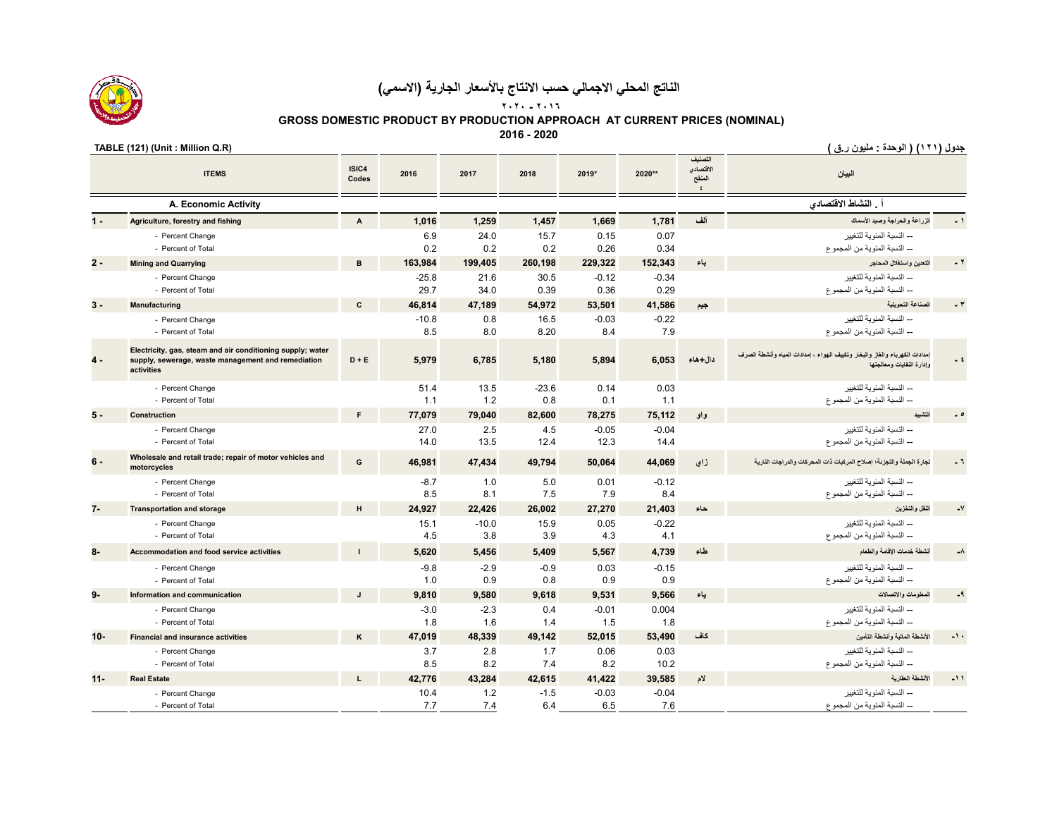# الناتج المحلي الاجمالي حسب الانتاج بالأسعار الجارية (الاسمي)

## ٢٠١٦ - ٢٠٢٠

## GROSS DOMESTIC PRODUCT BY PRODUCTION APPROACH AT CURRENT PRICES (NOMINAL)

## 2016 - 2020

TABLE (121) (Unit : Million Q.R)

جدول (١٢١) ( الوحدة : مليون ر.ق )

| | ITEMS | ISIC4 Codes | 2016 | 2017 | 2018 | 2019* | 2020** | التصنيف الاقتصادي المنقح ٤ | البيان | |
|---|---|---|---|---|---|---|---|---|---|---|
| | **A. Economic Activity** | | | | | | | | **أ . النشاط الاقتصادي** | |
| 1 - | **Agriculture, forestry and fishing** | A | **1,016** | **1,259** | **1,457** | **1,669** | **1,781** | ألف | الزراعة والحراجة وصيد الأسماك | ١ - |
| | - Percent Change | | 6.9 | 24.0 | 15.7 | 0.15 | 0.07 | | -- النسبة المئوية للتغيير | |
| | - Percent of Total | | 0.2 | 0.2 | 0.2 | 0.26 | 0.34 | | -- النسبة المئوية من المجموع | |
| 2 - | **Mining and Quarrying** | B | **163,984** | **199,405** | **260,198** | **229,322** | **152,343** | باء | التعدين واستغلال المحاجر | ٢ - |
| | - Percent Change | | -25.8 | 21.6 | 30.5 | -0.12 | -0.34 | | -- النسبة المئوية للتغيير | |
| | - Percent of Total | | 29.7 | 34.0 | 0.39 | 0.36 | 0.29 | | -- النسبة المئوية من المجموع | |
| 3 - | **Manufacturing** | C | **46,814** | **47,189** | **54,972** | **53,501** | **41,586** | جيم | الصناعة التحويلية | ٣ - |
| | - Percent Change | | -10.8 | 0.8 | 16.5 | -0.03 | -0.22 | | -- النسبة المئوية للتغيير | |
| | - Percent of Total | | 8.5 | 8.0 | 8.20 | 8.4 | 7.9 | | -- النسبة المئوية من المجموع | |
| 4 - | **Electricity, gas, steam and air conditioning supply; water supply, sewerage, waste management and remediation activities** | D + E | **5,979** | **6,785** | **5,180** | **5,894** | **6,053** | دال+هاء | إمدادات الكهرباء والغاز والبخار وتكييف الهواء ، إمدادات المياه وأنشطة الصرف وإدارة النفايات ومعالجتها | ٤ - |
| | - Percent Change | | 51.4 | 13.5 | -23.6 | 0.14 | 0.03 | | -- النسبة المئوية للتغيير | |
| | - Percent of Total | | 1.1 | 1.2 | 0.8 | 0.1 | 1.1 | | -- النسبة المئوية من المجموع | |
| 5 - | **Construction** | F | **77,079** | **79,040** | **82,600** | **78,275** | **75,112** | واو | التشييد | ٥ - |
| | - Percent Change | | 27.0 | 2.5 | 4.5 | -0.05 | -0.04 | | -- النسبة المئوية للتغيير | |
| | - Percent of Total | | 14.0 | 13.5 | 12.4 | 12.3 | 14.4 | | -- النسبة المئوية من المجموع | |
| 6 - | **Wholesale and retail trade; repair of motor vehicles and motorcycles** | G | **46,981** | **47,434** | **49,794** | **50,064** | **44,069** | زاي | تجارة الجملة والتجزئة؛ إصلاح المركبات ذات المحركات والدراجات النارية | ٦ - |
| | - Percent Change | | -8.7 | 1.0 | 5.0 | 0.01 | -0.12 | | -- النسبة المئوية للتغيير | |
| | - Percent of Total | | 8.5 | 8.1 | 7.5 | 7.9 | 8.4 | | -- النسبة المئوية من المجموع | |
| 7- | **Transportation and storage** | H | **24,927** | **22,426** | **26,002** | **27,270** | **21,403** | حاء | النقل والتخزين | ٧- |
| | - Percent Change | | 15.1 | -10.0 | 15.9 | 0.05 | -0.22 | | -- النسبة المئوية للتغيير | |
| | - Percent of Total | | 4.5 | 3.8 | 3.9 | 4.3 | 4.1 | | -- النسبة المئوية من المجموع | |
| 8- | **Accommodation and food service activities** | I | **5,620** | **5,456** | **5,409** | **5,567** | **4,739** | طاء | أنشطة خدمات الإقامة والطعام | ٨- |
| | - Percent Change | | -9.8 | -2.9 | -0.9 | 0.03 | -0.15 | | -- النسبة المئوية للتغيير | |
| | - Percent of Total | | 1.0 | 0.9 | 0.8 | 0.9 | 0.9 | | -- النسبة المئوية من المجموع | |
| 9- | **Information and communication** | J | **9,810** | **9,580** | **9,618** | **9,531** | **9,566** | ياء | المعلومات والاتصالات | ٩- |
| | - Percent Change | | -3.0 | -2.3 | 0.4 | -0.01 | 0.004 | | -- النسبة المئوية للتغيير | |
| | - Percent of Total | | 1.8 | 1.6 | 1.4 | 1.5 | 1.8 | | -- النسبة المئوية من المجموع | |
| 10- | **Financial and insurance activities** | K | **47,019** | **48,339** | **49,142** | **52,015** | **53,490** | كاف | الأنشطة المالية وأنشطة التأمين | ١٠- |
| | - Percent Change | | 3.7 | 2.8 | 1.7 | 0.06 | 0.03 | | -- النسبة المئوية للتغيير | |
| | - Percent of Total | | 8.5 | 8.2 | 7.4 | 8.2 | 10.2 | | -- النسبة المئوية من المجموع | |
| 11- | **Real Estate** | L | **42,776** | **43,284** | **42,615** | **41,422** | **39,585** | لام | الأنشطة العقارية | ١١- |
| | - Percent Change | | 10.4 | 1.2 | -1.5 | -0.03 | -0.04 | | -- النسبة المئوية للتغيير | |
| | - Percent of Total | | 7.7 | 7.4 | 6.4 | 6.5 | 7.6 | | -- النسبة المئوية من المجموع | |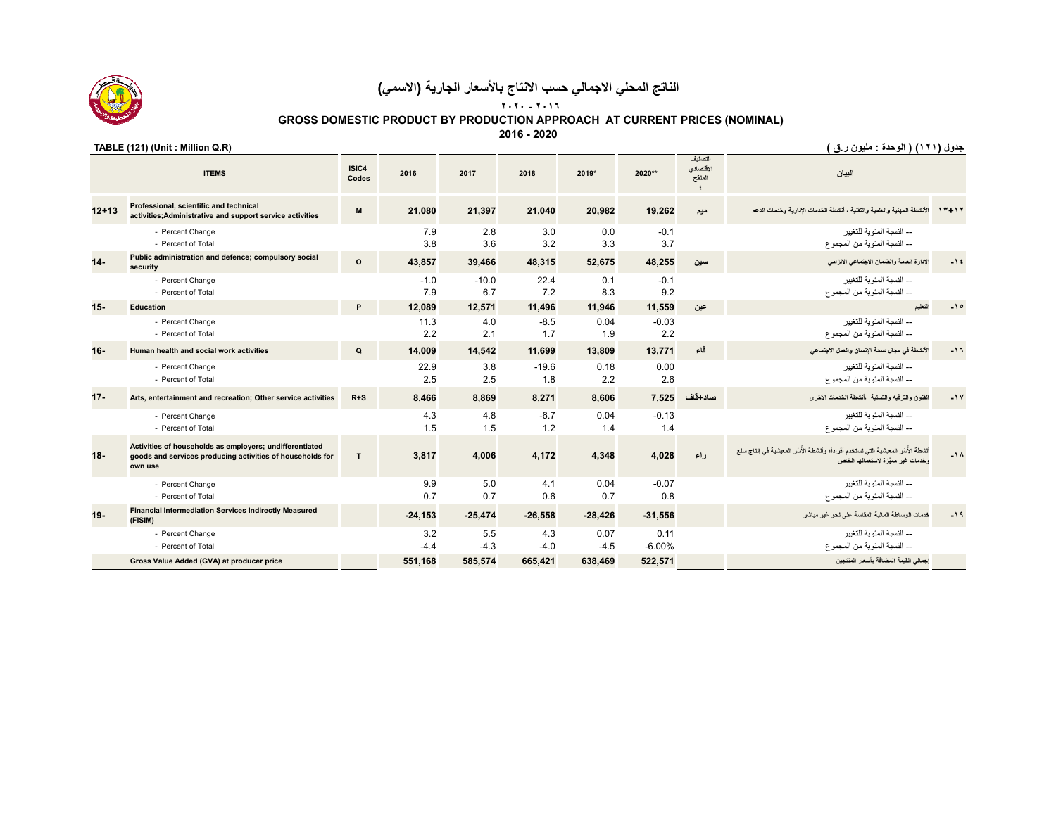# الناتج المحلي الاجمالي حسب الانتاج بالأسعار الجارية (الاسمي)

## ٢٠١٦ - ٢٠٢٠

## GROSS DOMESTIC PRODUCT BY PRODUCTION APPROACH AT CURRENT PRICES (NOMINAL)

## 2016 - 2020

TABLE (121) (Unit : Million Q.R)

جدول (١٢١) ( الوحدة : مليون ر.ق )

| | ITEMS | ISIC4 Codes | 2016 | 2017 | 2018 | 2019* | 2020** | التصنيف الاقتصادي المنقح ٤ | البيان | |
|---|---|---|---|---|---|---|---|---|---|---|
| 12+13 | Professional, scientific and technical activities;Administrative and support service activities | M | 21,080 | 21,397 | 21,040 | 20,982 | 19,262 | ميم | الأنشطة المهنية والعلمية والتقنية ، أنشطة الخدمات الإدارية وخدمات الدعم | ١٢+١٣ |
| | - Percent Change | | 7.9 | 2.8 | 3.0 | 0.0 | -0.1 | | -- النسبة المئوية للتغيير | |
| | - Percent of Total | | 3.8 | 3.6 | 3.2 | 3.3 | 3.7 | | -- النسبة المئوية من المجموع | |
| 14- | Public administration and defence; compulsory social security | O | 43,857 | 39,466 | 48,315 | 52,675 | 48,255 | سين | الإدارة العامة والضمان الاجتماعي الالزامي | -١٤ |
| | - Percent Change | | -1.0 | -10.0 | 22.4 | 0.1 | -0.1 | | -- النسبة المئوية للتغيير | |
| | - Percent of Total | | 7.9 | 6.7 | 7.2 | 8.3 | 9.2 | | -- النسبة المئوية من المجموع | |
| 15- | Education | P | 12,089 | 12,571 | 11,496 | 11,946 | 11,559 | عين | التعليم | -١٥ |
| | - Percent Change | | 11.3 | 4.0 | -8.5 | 0.04 | -0.03 | | -- النسبة المئوية للتغيير | |
| | - Percent of Total | | 2.2 | 2.1 | 1.7 | 1.9 | 2.2 | | -- النسبة المئوية من المجموع | |
| 16- | Human health and social work activities | Q | 14,009 | 14,542 | 11,699 | 13,809 | 13,771 | فاء | الأنشطة في مجال صحة الإنسان والعمل الاجتماعي | -١٦ |
| | - Percent Change | | 22.9 | 3.8 | -19.6 | 0.18 | 0.00 | | -- النسبة المئوية للتغيير | |
| | - Percent of Total | | 2.5 | 2.5 | 1.8 | 2.2 | 2.6 | | -- النسبة المئوية من المجموع | |
| 17- | Arts, entertainment and recreation; Other service activities | R+S | 8,466 | 8,869 | 8,271 | 8,606 | 7,525 | صاد+قاف | الفنون والترفيه والتسلية ،أنشطة الخدمات الأخرى | -١٧ |
| | - Percent Change | | 4.3 | 4.8 | -6.7 | 0.04 | -0.13 | | -- النسبة المئوية للتغيير | |
| | - Percent of Total | | 1.5 | 1.5 | 1.2 | 1.4 | 1.4 | | -- النسبة المئوية من المجموع | |
| 18- | Activities of households as employers; undifferentiated goods and services producing activities of households for own use | T | 3,817 | 4,006 | 4,172 | 4,348 | 4,028 | راء | أنشطة الأسر المعيشية التي تستخدم أفراداً، وأنشطة الأسر المعيشية في إنتاج سلع وخدمات غير مميّزة لاستعمالها الخاص | -١٨ |
| | - Percent Change | | 9.9 | 5.0 | 4.1 | 0.04 | -0.07 | | -- النسبة المئوية للتغيير | |
| | - Percent of Total | | 0.7 | 0.7 | 0.6 | 0.7 | 0.8 | | -- النسبة المئوية من المجموع | |
| 19- | Financial Intermediation Services Indirectly Measured (FISIM) | | -24,153 | -25,474 | -26,558 | -28,426 | -31,556 | | خدمات الوساطة المالية المقاسة على نحو غير مباشر | -١٩ |
| | - Percent Change | | 3.2 | 5.5 | 4.3 | 0.07 | 0.11 | | -- النسبة المئوية للتغيير | |
| | - Percent of Total | | -4.4 | -4.3 | -4.0 | -4.5 | -6.00% | | -- النسبة المئوية من المجموع | |
| | Gross Value Added (GVA) at producer price | | 551,168 | 585,574 | 665,421 | 638,469 | 522,571 | | اجمالي القيمة المضافة بأسعار المنتجين | |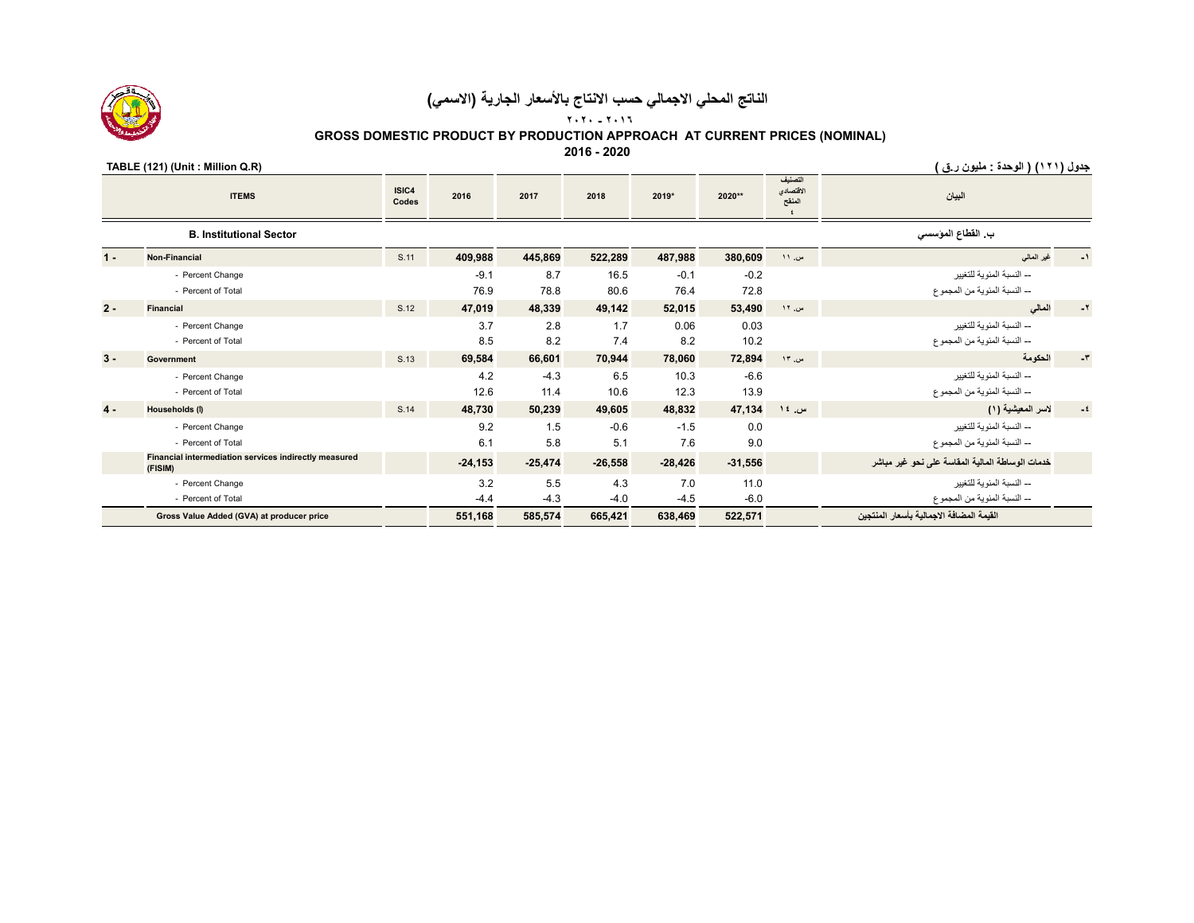# الناتج المحلي الاجمالي حسب الانتاج بالأسعار الجارية (الاسمي)

## ٢٠١٦ - ٢٠٢٠

## GROSS DOMESTIC PRODUCT BY PRODUCTION APPROACH AT CURRENT PRICES (NOMINAL)

## 2016 - 2020

TABLE (121) (Unit : Million Q.R)

جدول (١٢١) ( الوحدة : مليون ر.ق )

| | ITEMS | ISIC4 Codes | 2016 | 2017 | 2018 | 2019* | 2020** | التصنيف الاقتصادي المنقح ٤ | البيان | |
|---|---|---|---|---|---|---|---|---|---|---|
| | **B. Institutional Sector** | | | | | | | | **ب. القطاع المؤسسي** | |
| 1 - | **Non-Financial** | S.11 | **409,988** | **445,869** | **522,289** | **487,988** | **380,609** | س. ١١ | غير المالي | -١ |
| | - Percent Change | | -9.1 | 8.7 | 16.5 | -0.1 | -0.2 | | -- النسبة المئوية للتغيير | |
| | - Percent of Total | | 76.9 | 78.8 | 80.6 | 76.4 | 72.8 | | -- النسبة المئوية من المجموع | |
| 2 - | **Financial** | S.12 | **47,019** | **48,339** | **49,142** | **52,015** | **53,490** | س. ١٢ | **المالي** | -٢ |
| | - Percent Change | | 3.7 | 2.8 | 1.7 | 0.06 | 0.03 | | -- النسبة المئوية للتغيير | |
| | - Percent of Total | | 8.5 | 8.2 | 7.4 | 8.2 | 10.2 | | -- النسبة المئوية من المجموع | |
| 3 - | **Government** | S.13 | **69,584** | **66,601** | **70,944** | **78,060** | **72,894** | س. ١٣ | **الحكومة** | -٣ |
| | - Percent Change | | 4.2 | -4.3 | 6.5 | 10.3 | -6.6 | | -- النسبة المئوية للتغيير | |
| | - Percent of Total | | 12.6 | 11.4 | 10.6 | 12.3 | 13.9 | | -- النسبة المئوية من المجموع | |
| 4 - | **Households (I)** | S.14 | **48,730** | **50,239** | **49,605** | **48,832** | **47,134** | س. ١٤ | **الاسر المعيشية (١)** | -٤ |
| | - Percent Change | | 9.2 | 1.5 | -0.6 | -1.5 | 0.0 | | -- النسبة المئوية للتغيير | |
| | - Percent of Total | | 6.1 | 5.8 | 5.1 | 7.6 | 9.0 | | -- النسبة المئوية من المجموع | |
| | **Financial intermediation services indirectly measured (FISIM)** | | **-24,153** | **-25,474** | **-26,558** | **-28,426** | **-31,556** | | **خدمات الوساطة المالية المقاسة على نحو غير مباشر** | |
| | - Percent Change | | 3.2 | 5.5 | 4.3 | 7.0 | 11.0 | | -- النسبة المئوية للتغيير | |
| | - Percent of Total | | -4.4 | -4.3 | -4.0 | -4.5 | -6.0 | | -- النسبة المئوية من المجموع | |
| | **Gross Value Added (GVA) at producer price** | | **551,168** | **585,574** | **665,421** | **638,469** | **522,571** | | **القيمة المضافة الاجمالية بأسعار المنتجين** | |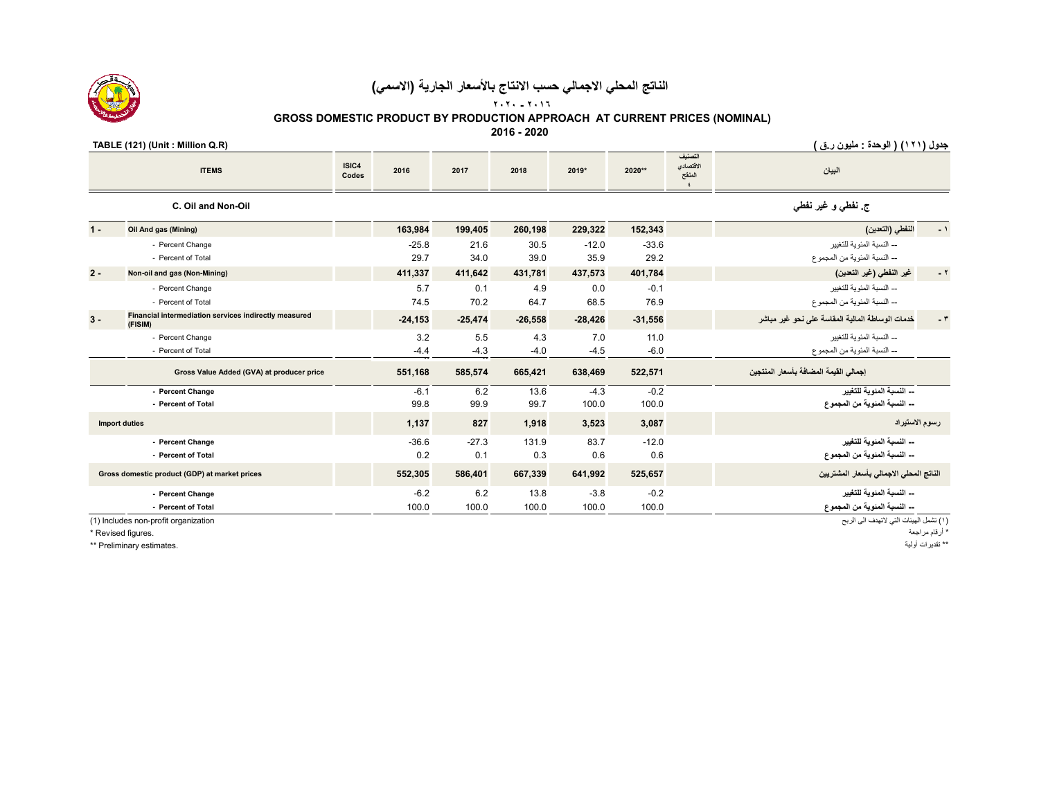# الناتج المحلي الاجمالي حسب الانتاج بالأسعار الجارية (الاسمي)

٢٠١٦ - ٢٠٢٠

## GROSS DOMESTIC PRODUCT BY PRODUCTION APPROACH AT CURRENT PRICES (NOMINAL)

2016 - 2020

TABLE (121) (Unit : Million Q.R) — جدول (١٢١) ( الوحدة : مليون ر.ق )

| | ITEMS | ISIC4 Codes | 2016 | 2017 | 2018 | 2019* | 2020** | التصنيف الاقتصادي المنقح ٤ | البيان | |
|---|---|---|---|---|---|---|---|---|---|---|
| | **C. Oil and Non-Oil** | | | | | | | | **ج. نفطي و غير نفطي** | |
| **1 -** | **Oil And gas (Mining)** | | **163,984** | **199,405** | **260,198** | **229,322** | **152,343** | | **النفطي (التعدين)** | **- ١** |
| | - Percent Change | | -25.8 | 21.6 | 30.5 | -12.0 | -33.6 | | -- النسبة المئوية للتغيير | |
| | - Percent of Total | | 29.7 | 34.0 | 39.0 | 35.9 | 29.2 | | -- النسبة المئوية من المجموع | |
| **2 -** | **Non-oil and gas (Non-Mining)** | | **411,337** | **411,642** | **431,781** | **437,573** | **401,784** | | **غير النفطي (غير التعدين)** | **- ٢** |
| | - Percent Change | | 5.7 | 0.1 | 4.9 | 0.0 | -0.1 | | -- النسبة المئوية للتغيير | |
| | - Percent of Total | | 74.5 | 70.2 | 64.7 | 68.5 | 76.9 | | -- النسبة المئوية من المجموع | |
| **3 -** | **Financial intermediation services indirectly measured (FISIM)** | | **-24,153** | **-25,474** | **-26,558** | **-28,426** | **-31,556** | | **خدمات الوساطة المالية المقاسة على نحو غير مباشر** | **- ٣** |
| | - Percent Change | | 3.2 | 5.5 | 4.3 | 7.0 | 11.0 | | -- النسبة المئوية للتغيير | |
| | - Percent of Total | | -4.4 | -4.3 | -4.0 | -4.5 | -6.0 | | -- النسبة المئوية من المجموع | |
| | **Gross Value Added (GVA) at producer price** | | **551,168** | **585,574** | **665,421** | **638,469** | **522,571** | | **إجمالي القيمة المضافة بأسعار المنتجين** | |
| | **- Percent Change** | | -6.1 | 6.2 | 13.6 | -4.3 | -0.2 | | **-- النسبة المئوية للتغيير** | |
| | **- Percent of Total** | | 99.8 | 99.9 | 99.7 | 100.0 | 100.0 | | **-- النسبة المئوية من المجموع** | |
| | **Import duties** | | **1,137** | **827** | **1,918** | **3,523** | **3,087** | | **رسوم الاستيراد** | |
| | **- Percent Change** | | -36.6 | -27.3 | 131.9 | 83.7 | -12.0 | | **-- النسبة المئوية للتغيير** | |
| | **- Percent of Total** | | 0.2 | 0.1 | 0.3 | 0.6 | 0.6 | | **-- النسبة المئوية من المجموع** | |
| | **Gross domestic product (GDP) at market prices** | | **552,305** | **586,401** | **667,339** | **641,992** | **525,657** | | **الناتج المحلي الاجمالي بأسعار المشتريين** | |
| | **- Percent Change** | | -6.2 | 6.2 | 13.8 | -3.8 | -0.2 | | **-- النسبة المئوية للتغيير** | |
| | **- Percent of Total** | | 100.0 | 100.0 | 100.0 | 100.0 | 100.0 | | **-- النسبة المئوية من المجموع** | |

(1) Includes non-profit organization — (١) تشمل الهيئات التي لاتهدف الى الربح

\* Revised figures. — * أرقام مراجعة

\*\* Preliminary estimates. — ** تقديرات أولية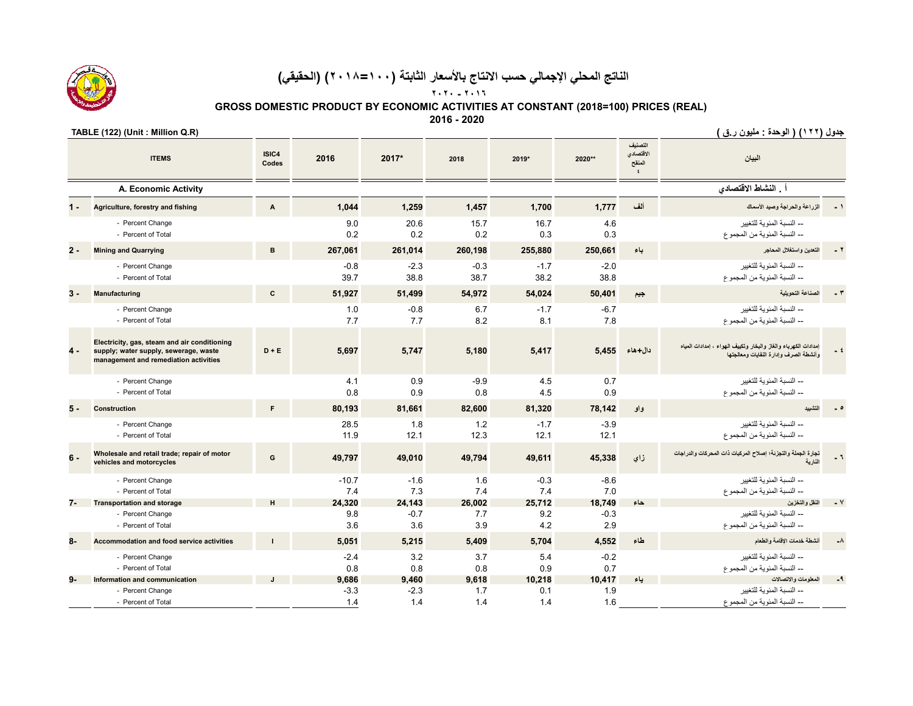# الناتج المحلي الإجمالي حسب الانتاج بالأسعار الثابتة (١٠٠=٢٠١٨) (الحقيقي)

## ٢٠١٦ - ٢٠٢٠

## GROSS DOMESTIC PRODUCT BY ECONOMIC ACTIVITIES AT CONSTANT (2018=100) PRICES (REAL)

## 2016 - 2020

TABLE (122) (Unit : Million Q.R) — جدول (١٢٢) ( الوحدة : مليون ر.ق )

| | ITEMS | ISIC4 Codes | 2016 | 2017* | 2018 | 2019* | 2020** | التصنيف الاقتصادي المنقح ٤ | البيان | |
|---|---|---|---|---|---|---|---|---|---|---|
| | A. Economic Activity | | | | | | | | أ . النشاط الاقتصادي | |
| 1 - | Agriculture, forestry and fishing | A | 1,044 | 1,259 | 1,457 | 1,700 | 1,777 | ألف | الزراعة والحراجة وصيد الأسماك | ١ - |
| | - Percent Change | | 9.0 | 20.6 | 15.7 | 16.7 | 4.6 | | -- النسبة المئوية للتغيير | |
| | - Percent of Total | | 0.2 | 0.2 | 0.2 | 0.3 | 0.3 | | -- النسبة المئوية من المجموع | |
| 2 - | Mining and Quarrying | B | 267,061 | 261,014 | 260,198 | 255,880 | 250,661 | باء | التعدين واستغلال المحاجر | ٢ - |
| | - Percent Change | | -0.8 | -2.3 | -0.3 | -1.7 | -2.0 | | -- النسبة المئوية للتغيير | |
| | - Percent of Total | | 39.7 | 38.8 | 38.7 | 38.2 | 38.8 | | -- النسبة المئوية من المجموع | |
| 3 - | Manufacturing | C | 51,927 | 51,499 | 54,972 | 54,024 | 50,401 | جيم | الصناعة التحويلية | ٣ - |
| | - Percent Change | | 1.0 | -0.8 | 6.7 | -1.7 | -6.7 | | -- النسبة المئوية للتغيير | |
| | - Percent of Total | | 7.7 | 7.7 | 8.2 | 8.1 | 7.8 | | -- النسبة المئوية من المجموع | |
| 4 - | Electricity, gas, steam and air conditioning supply; water supply, sewerage, waste management and remediation activities | D + E | 5,697 | 5,747 | 5,180 | 5,417 | 5,455 | دال+هاء | إمدادات الكهرباء والغاز والبخار وتكييف الهواء ، إمدادات المياه وأنشطة الصرف وإدارة النفايات ومعالجتها | ٤ - |
| | - Percent Change | | 4.1 | 0.9 | -9.9 | 4.5 | 0.7 | | -- النسبة المئوية للتغيير | |
| | - Percent of Total | | 0.8 | 0.9 | 0.8 | 4.5 | 0.9 | | -- النسبة المئوية من المجموع | |
| 5 - | Construction | F | 80,193 | 81,661 | 82,600 | 81,320 | 78,142 | واو | التشييد | ٥ - |
| | - Percent Change | | 28.5 | 1.8 | 1.2 | -1.7 | -3.9 | | -- النسبة المئوية للتغيير | |
| | - Percent of Total | | 11.9 | 12.1 | 12.3 | 12.1 | 12.1 | | -- النسبة المئوية من المجموع | |
| 6 - | Wholesale and retail trade; repair of motor vehicles and motorcycles | G | 49,797 | 49,010 | 49,794 | 49,611 | 45,338 | زاي | تجارة الجملة والتجزئة؛ إصلاح المركبات ذات المحركات والدراجات النارية | ٦ - |
| | - Percent Change | | -10.7 | -1.6 | 1.6 | -0.3 | -8.6 | | -- النسبة المئوية للتغيير | |
| | - Percent of Total | | 7.4 | 7.3 | 7.4 | 7.4 | 7.0 | | -- النسبة المئوية من المجموع | |
| 7- | Transportation and storage | H | 24,320 | 24,143 | 26,002 | 25,712 | 18,749 | حاء | النقل والتخزين | ٧ - |
| | - Percent Change | | 9.8 | -0.7 | 7.7 | 9.2 | -0.3 | | -- النسبة المئوية للتغيير | |
| | - Percent of Total | | 3.6 | 3.6 | 3.9 | 4.2 | 2.9 | | -- النسبة المئوية من المجموع | |
| 8- | Accommodation and food service activities | I | 5,051 | 5,215 | 5,409 | 5,704 | 4,552 | طاء | أنشطة خدمات الإقامة والطعام | ٨- |
| | - Percent Change | | -2.4 | 3.2 | 3.7 | 5.4 | -0.2 | | -- النسبة المئوية للتغيير | |
| | - Percent of Total | | 0.8 | 0.8 | 0.8 | 0.9 | 0.7 | | -- النسبة المئوية من المجموع | |
| 9- | Information and communication | J | 9,686 | 9,460 | 9,618 | 10,218 | 10,417 | ياء | المعلومات والاتصالات | ٩- |
| | - Percent Change | | -3.3 | -2.3 | 1.7 | 0.1 | 1.9 | | -- النسبة المئوية للتغيير | |
| | - Percent of Total | | 1.4 | 1.4 | 1.4 | 1.4 | 1.6 | | -- النسبة المئوية من المجموع | |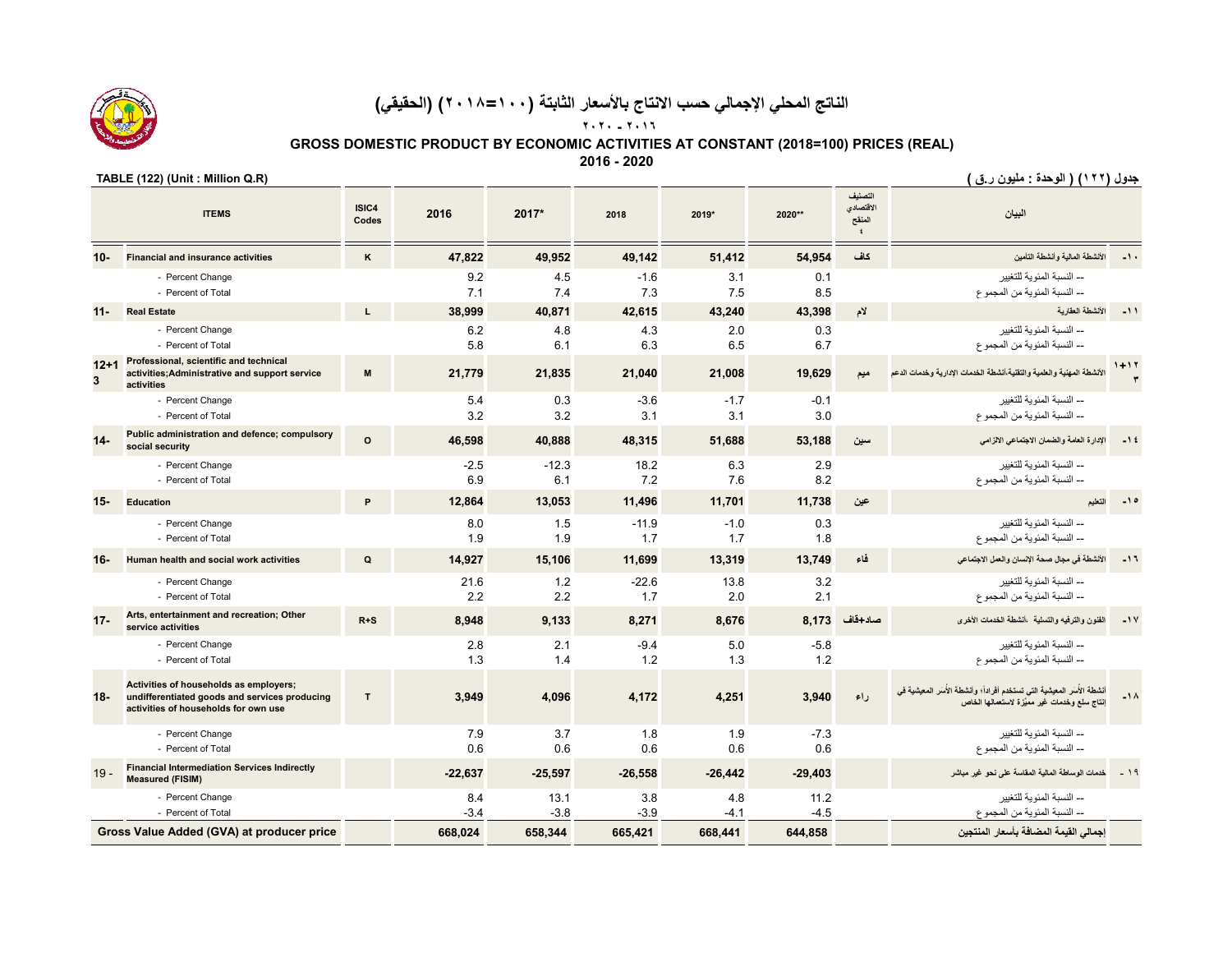# الناتج المحلي الإجمالي حسب الانتاج بالأسعار الثابتة (١٠٠=٢٠١٨) (الحقيقي)

## ٢٠١٦ - ٢٠٢٠

## GROSS DOMESTIC PRODUCT BY ECONOMIC ACTIVITIES AT CONSTANT (2018=100) PRICES (REAL)

## 2016 - 2020

TABLE (122) (Unit : Million Q.R)

جدول (١٢٢) ( الوحدة : مليون ر.ق )

| | ITEMS | ISIC4 Codes | 2016 | 2017* | 2018 | 2019* | 2020** | التصنيف الاقتصادي المنقح ٤ | البيان | |
|---|---|---|---|---|---|---|---|---|---|---|
| 10- | **Financial and insurance activities** | K | **47,822** | **49,952** | **49,142** | **51,412** | **54,954** | كاف | الأنشطة المالية وأنشطة التأمين | ١٠- |
| | - Percent Change | | 9.2 | 4.5 | -1.6 | 3.1 | 0.1 | | -- النسبة المئوية للتغيير | |
| | - Percent of Total | | 7.1 | 7.4 | 7.3 | 7.5 | 8.5 | | -- النسبة المئوية من المجموع | |
| 11- | **Real Estate** | L | **38,999** | **40,871** | **42,615** | **43,240** | **43,398** | لام | الأنشطة العقارية | ١١- |
| | - Percent Change | | 6.2 | 4.8 | 4.3 | 2.0 | 0.3 | | -- النسبة المئوية للتغيير | |
| | - Percent of Total | | 5.8 | 6.1 | 6.3 | 6.5 | 6.7 | | -- النسبة المئوية من المجموع | |
| 12+13 | **Professional, scientific and technical activities;Administrative and support service activities** | M | **21,779** | **21,835** | **21,040** | **21,008** | **19,629** | ميم | الأنشطة المهنية والعلمية والتقنية،أنشطة الخدمات الإدارية وخدمات الدعم | ١٢+١٣ |
| | - Percent Change | | 5.4 | 0.3 | -3.6 | -1.7 | -0.1 | | -- النسبة المئوية للتغيير | |
| | - Percent of Total | | 3.2 | 3.2 | 3.1 | 3.1 | 3.0 | | -- النسبة المئوية من المجموع | |
| 14- | **Public administration and defence; compulsory social security** | O | **46,598** | **40,888** | **48,315** | **51,688** | **53,188** | سين | الإدارة العامة والضمان الاجتماعي الالزامي | ١٤- |
| | - Percent Change | | -2.5 | -12.3 | 18.2 | 6.3 | 2.9 | | -- النسبة المئوية للتغيير | |
| | - Percent of Total | | 6.9 | 6.1 | 7.2 | 7.6 | 8.2 | | -- النسبة المئوية من المجموع | |
| 15- | **Education** | P | **12,864** | **13,053** | **11,496** | **11,701** | **11,738** | عين | التعليم | ١٥- |
| | - Percent Change | | 8.0 | 1.5 | -11.9 | -1.0 | 0.3 | | -- النسبة المئوية للتغيير | |
| | - Percent of Total | | 1.9 | 1.9 | 1.7 | 1.7 | 1.8 | | -- النسبة المئوية من المجموع | |
| 16- | **Human health and social work activities** | Q | **14,927** | **15,106** | **11,699** | **13,319** | **13,749** | فاء | الأنشطة في مجال صحة الإنسان والعمل الاجتماعي | ١٦- |
| | - Percent Change | | 21.6 | 1.2 | -22.6 | 13.8 | 3.2 | | -- النسبة المئوية للتغيير | |
| | - Percent of Total | | 2.2 | 2.2 | 1.7 | 2.0 | 2.1 | | -- النسبة المئوية من المجموع | |
| 17- | **Arts, entertainment and recreation; Other service activities** | R+S | **8,948** | **9,133** | **8,271** | **8,676** | **8,173** | صاد+قاف | الفنون والترفيه والتسلية ،أنشطة الخدمات الأخرى | ١٧- |
| | - Percent Change | | 2.8 | 2.1 | -9.4 | 5.0 | -5.8 | | -- النسبة المئوية للتغيير | |
| | - Percent of Total | | 1.3 | 1.4 | 1.2 | 1.3 | 1.2 | | -- النسبة المئوية من المجموع | |
| 18- | **Activities of households as employers; undifferentiated goods and services producing activities of households for own use** | T | **3,949** | **4,096** | **4,172** | **4,251** | **3,940** | راء | أنشطة الأسر المعيشية التي تستخدم أفراداً، وأنشطة الأسر المعيشية في إنتاج سلع وخدمات غير مميّزة لاستعمالها الخاص | ١٨- |
| | - Percent Change | | 7.9 | 3.7 | 1.8 | 1.9 | -7.3 | | -- النسبة المئوية للتغيير | |
| | - Percent of Total | | 0.6 | 0.6 | 0.6 | 0.6 | 0.6 | | -- النسبة المئوية من المجموع | |
| 19 - | **Financial Intermediation Services Indirectly Measured (FISIM)** | | **-22,637** | **-25,597** | **-26,558** | **-26,442** | **-29,403** | | خدمات الوساطة المالية المقاسة على نحو غير مباشر | ١٩ - |
| | - Percent Change | | 8.4 | 13.1 | 3.8 | 4.8 | 11.2 | | -- النسبة المئوية للتغيير | |
| | - Percent of Total | | -3.4 | -3.8 | -3.9 | -4.1 | -4.5 | | -- النسبة المئوية من المجموع | |
| | **Gross Value Added (GVA) at producer price** | | **668,024** | **658,344** | **665,421** | **668,441** | **644,858** | | **إجمالي القيمة المضافة بأسعار المنتجين** | |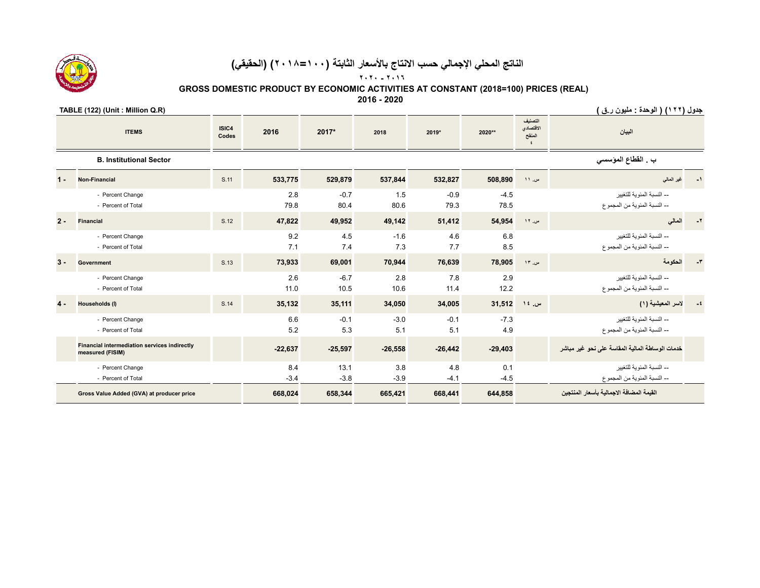# الناتج المحلي الإجمالي حسب الانتاج بالأسعار الثابتة (١٠٠=٢٠١٨) (الحقيقي)

## ٢٠١٦ - ٢٠٢٠

# GROSS DOMESTIC PRODUCT BY ECONOMIC ACTIVITIES AT CONSTANT (2018=100) PRICES (REAL)

## 2016 - 2020

TABLE (122) (Unit : Million Q.R) — جدول (١٢٢) ( الوحدة : مليون ر.ق )

| | ITEMS | ISIC4 Codes | 2016 | 2017* | 2018 | 2019* | 2020** | التصنيف الاقتصادي المنقح ٤ | البيان | |
|---|---|---|---|---|---|---|---|---|---|---|
| | **B. Institutional Sector** | | | | | | | | **ب . القطاع المؤسسي** | |
| 1 - | **Non-Financial** | S.11 | **533,775** | **529,879** | **537,844** | **532,827** | **508,890** | س. ١١ | غير المالي | -١ |
| | - Percent Change | | 2.8 | -0.7 | 1.5 | -0.9 | -4.5 | | -- النسبة المئوية للتغيير | |
| | - Percent of Total | | 79.8 | 80.4 | 80.6 | 79.3 | 78.5 | | -- النسبة المئوية من المجموع | |
| 2 - | **Financial** | S.12 | **47,822** | **49,952** | **49,142** | **51,412** | **54,954** | س. ١٢ | المالي | -٢ |
| | - Percent Change | | 9.2 | 4.5 | -1.6 | 4.6 | 6.8 | | -- النسبة المئوية للتغيير | |
| | - Percent of Total | | 7.1 | 7.4 | 7.3 | 7.7 | 8.5 | | -- النسبة المئوية من المجموع | |
| 3 - | **Government** | S.13 | **73,933** | **69,001** | **70,944** | **76,639** | **78,905** | س. ١٣ | الحكومة | -٣ |
| | - Percent Change | | 2.6 | -6.7 | 2.8 | 7.8 | 2.9 | | -- النسبة المئوية للتغيير | |
| | - Percent of Total | | 11.0 | 10.5 | 10.6 | 11.4 | 12.2 | | -- النسبة المئوية من المجموع | |
| 4 - | **Households (I)** | S.14 | **35,132** | **35,111** | **34,050** | **34,005** | **31,512** | س. ١٤ | لاسر المعيشية (١) | -٤ |
| | - Percent Change | | 6.6 | -0.1 | -3.0 | -0.1 | -7.3 | | -- النسبة المئوية للتغيير | |
| | - Percent of Total | | 5.2 | 5.3 | 5.1 | 5.1 | 4.9 | | -- النسبة المئوية من المجموع | |
| | **Financial intermediation services indirectly measured (FISIM)** | | **-22,637** | **-25,597** | **-26,558** | **-26,442** | **-29,403** | | **خدمات الوساطة المالية المقاسة على نحو غير مباشر** | |
| | - Percent Change | | 8.4 | 13.1 | 3.8 | 4.8 | 0.1 | | -- النسبة المئوية للتغيير | |
| | - Percent of Total | | -3.4 | -3.8 | -3.9 | -4.1 | -4.5 | | -- النسبة المئوية من المجموع | |
| | **Gross Value Added (GVA) at producer price** | | **668,024** | **658,344** | **665,421** | **668,441** | **644,858** | | **القيمة المضافة الاجمالية بأسعار المنتجين** | |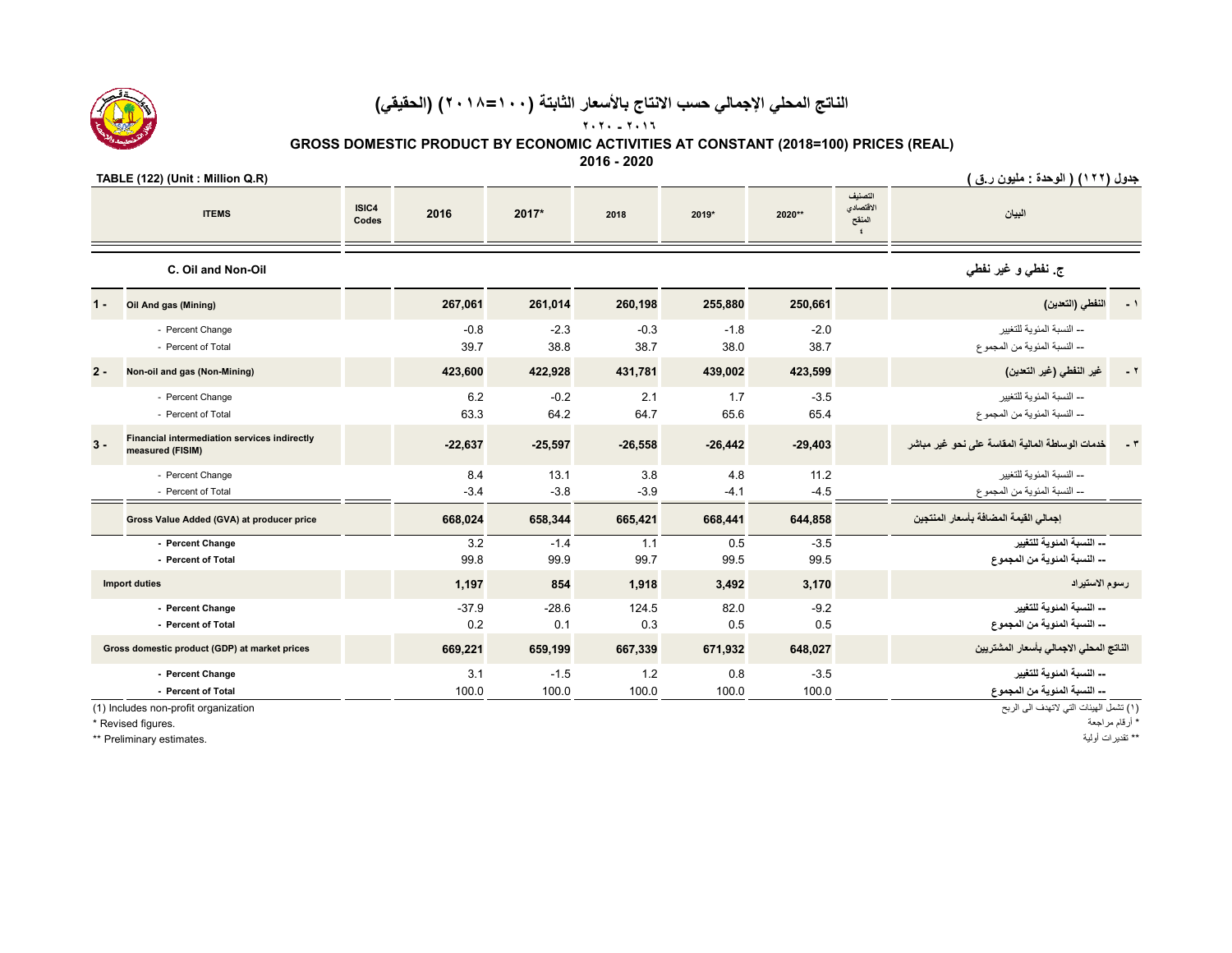# الناتج المحلي الإجمالي حسب الانتاج بالأسعار الثابتة (١٠٠=٢٠١٨) (الحقيقي)

## ٢٠١٦ - ٢٠٢٠

## GROSS DOMESTIC PRODUCT BY ECONOMIC ACTIVITIES AT CONSTANT (2018=100) PRICES (REAL)

## 2016 - 2020

TABLE (122) (Unit : Million Q.R)

جدول (١٢٢) ( الوحدة : مليون ر.ق )

| | ITEMS | ISIC4 Codes | 2016 | 2017* | 2018 | 2019* | 2020** | التصنيف الاقتصادي الموحد ٤ | البيان | |
|---|---|---|---|---|---|---|---|---|---|---|
| | **C. Oil and Non-Oil** | | | | | | | | **ج. نفطي و غير نفطي** | |
| 1 - | **Oil And gas (Mining)** | | **267,061** | **261,014** | **260,198** | **255,880** | **250,661** | | **النفطي (التعدين)** | ١ - |
| | - Percent Change | | -0.8 | -2.3 | -0.3 | -1.8 | -2.0 | | -- النسبة المئوية للتغيير | |
| | - Percent of Total | | 39.7 | 38.8 | 38.7 | 38.0 | 38.7 | | -- النسبة المئوية من المجموع | |
| 2 - | **Non-oil and gas (Non-Mining)** | | **423,600** | **422,928** | **431,781** | **439,002** | **423,599** | | **غير النفطي (غير التعدين)** | ٢ - |
| | - Percent Change | | 6.2 | -0.2 | 2.1 | 1.7 | -3.5 | | -- النسبة المئوية للتغيير | |
| | - Percent of Total | | 63.3 | 64.2 | 64.7 | 65.6 | 65.4 | | -- النسبة المئوية من المجموع | |
| 3 - | **Financial intermediation services indirectly measured (FISIM)** | | **-22,637** | **-25,597** | **-26,558** | **-26,442** | **-29,403** | | **خدمات الوساطة المالية المقاسة على نحو غير مباشر** | ٣ - |
| | - Percent Change | | 8.4 | 13.1 | 3.8 | 4.8 | 11.2 | | -- النسبة المئوية للتغيير | |
| | - Percent of Total | | -3.4 | -3.8 | -3.9 | -4.1 | -4.5 | | -- النسبة المئوية من المجموع | |
| | **Gross Value Added (GVA) at producer price** | | **668,024** | **658,344** | **665,421** | **668,441** | **644,858** | | **إجمالي القيمة المضافة بأسعار المنتجين** | |
| | **- Percent Change** | | 3.2 | -1.4 | 1.1 | 0.5 | -3.5 | | **-- النسبة المئوية للتغيير** | |
| | **- Percent of Total** | | 99.8 | 99.9 | 99.7 | 99.5 | 99.5 | | **-- النسبة المئوية من المجموع** | |
| | **Import duties** | | **1,197** | **854** | **1,918** | **3,492** | **3,170** | | رسوم الاستيراد | |
| | **- Percent Change** | | -37.9 | -28.6 | 124.5 | 82.0 | -9.2 | | **-- النسبة المئوية للتغيير** | |
| | **- Percent of Total** | | 0.2 | 0.1 | 0.3 | 0.5 | 0.5 | | **-- النسبة المئوية من المجموع** | |
| | **Gross domestic product (GDP) at market prices** | | **669,221** | **659,199** | **667,339** | **671,932** | **648,027** | | **الناتج المحلي الاجمالي بأسعار المشتريين** | |
| | **- Percent Change** | | 3.1 | -1.5 | 1.2 | 0.8 | -3.5 | | **-- النسبة المئوية للتغيير** | |
| | **- Percent of Total** | | 100.0 | 100.0 | 100.0 | 100.0 | 100.0 | | **-- النسبة المئوية من المجموع** | |

(1) Includes non-profit organization

* Revised figures.

** Preliminary estimates.

(١) تشمل الهيئات التي لاتهدف الى الربح

* أرقام مراجعة

** تقديرات أولية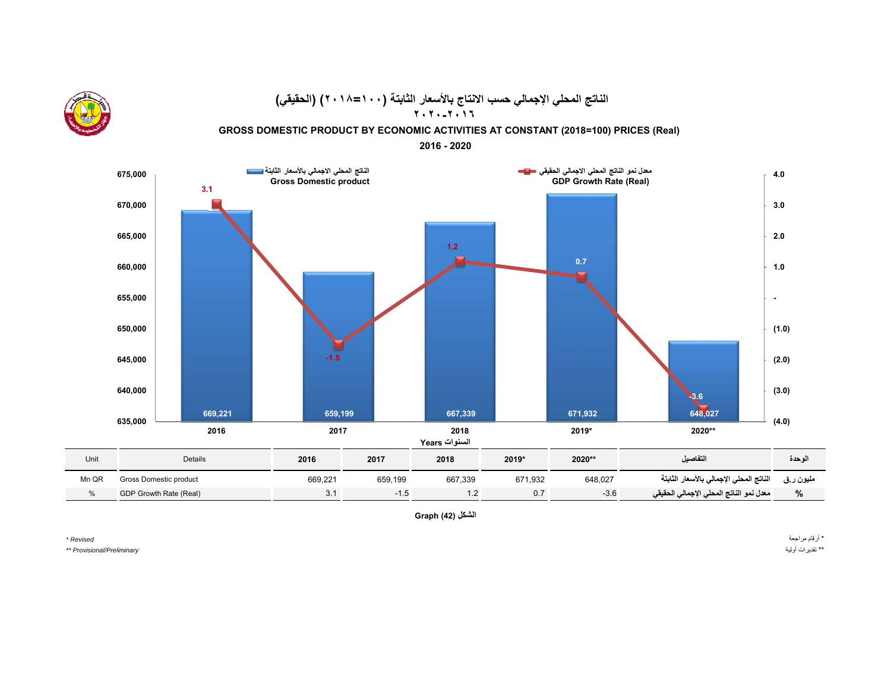# الناتج المحلي الإجمالي حسب الانتاج بالأسعار الثابتة (٢٠١٨=١٠٠) (الحقيقي)
## ٢٠١٦-٢٠٢٠

## GROSS DOMESTIC PRODUCT BY ECONOMIC ACTIVITIES AT CONSTANT (2018=100) PRICES (Real)
## 2016 - 2020

| Unit | Details | 2016 | 2017 | 2018 | 2019* | 2020** | التفاصيل | الوحدة |
|---|---|---|---|---|---|---|---|---|
| Mn QR | Gross Domestic product | 669,221 | 659,199 | 667,339 | 671,932 | 648,027 | الناتج المحلي الإجمالي بالأسعار الثابتة | مليون ر.ق |
| % | GDP Growth Rate (Real) | 3.1 | -1.5 | 1.2 | 0.7 | -3.6 | معدل نمو الناتج المحلي الإجمالي الحقيقي | % |

الشكل (42) Graph

*\* Revised*

*\*\* Provisional/Preliminary*

\* أرقام مراجعة

\*\* تقديرات أولية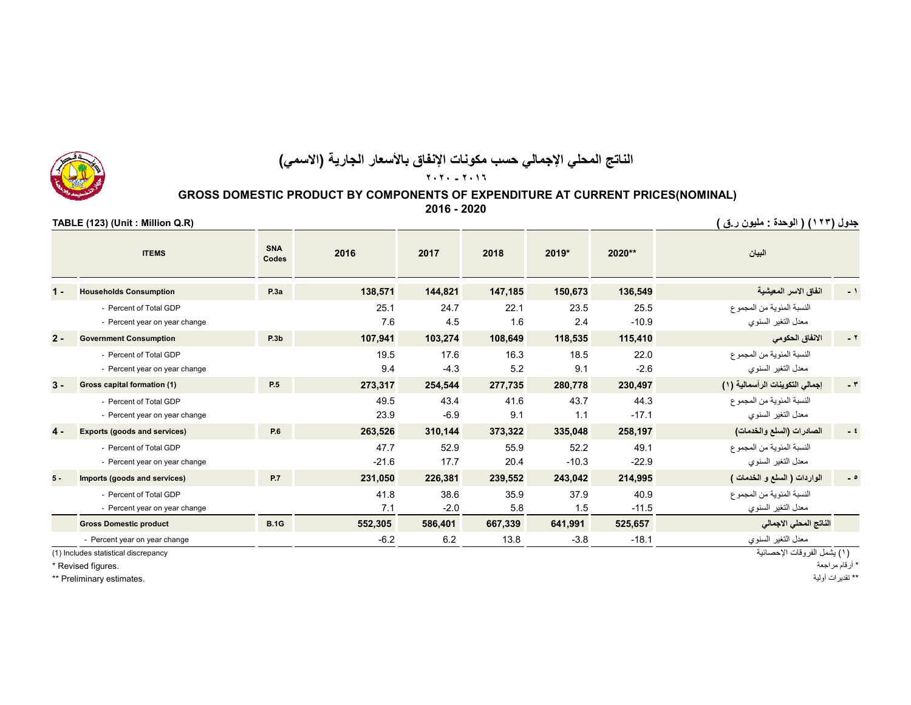# الناتج المحلي الإجمالي حسب مكونات الإنفاق بالأسعار الجارية (الاسمي)

## ٢٠١٦ - ٢٠٢٠

# GROSS DOMESTIC PRODUCT BY COMPONENTS OF EXPENDITURE AT CURRENT PRICES(NOMINAL)

## 2016 - 2020

**TABLE (123) (Unit : Million Q.R)**

**جدول (١٢٣) ( الوحدة : مليون ر.ق )**

| | ITEMS | SNA Codes | 2016 | 2017 | 2018 | 2019* | 2020** | البيان | |
|---|---|---|---|---|---|---|---|---|---|
| 1 - | **Households Consumption** | P.3a | 138,571 | 144,821 | 147,185 | 150,673 | 136,549 | **انفاق الاسر المعيشية** | ١ - |
| | - Percent of Total GDP | | 25.1 | 24.7 | 22.1 | 23.5 | 25.5 | النسبة المئوية من المجموع | |
| | - Percent year on year change | | 7.6 | 4.5 | 1.6 | 2.4 | -10.9 | معدل التغير السنوي | |
| 2 - | **Government Consumption** | P.3b | 107,941 | 103,274 | 108,649 | 118,535 | 115,410 | **الانفاق الحكومي** | ٢ - |
| | - Percent of Total GDP | | 19.5 | 17.6 | 16.3 | 18.5 | 22.0 | النسبة المئوية من المجموع | |
| | - Percent year on year change | | 9.4 | -4.3 | 5.2 | 9.1 | -2.6 | معدل التغير السنوي | |
| 3 - | **Gross capital formation (1)** | P.5 | 273,317 | 254,544 | 277,735 | 280,778 | 230,497 | **إجمالي التكوينات الرأسمالية (١)** | ٣ - |
| | - Percent of Total GDP | | 49.5 | 43.4 | 41.6 | 43.7 | 44.3 | النسبة المئوية من المجموع | |
| | - Percent year on year change | | 23.9 | -6.9 | 9.1 | 1.1 | -17.1 | معدل التغير السنوي | |
| 4 - | **Exports (goods and services)** | P.6 | 263,526 | 310,144 | 373,322 | 335,048 | 258,197 | **الصادرات (السلع والخدمات)** | ٤ - |
| | - Percent of Total GDP | | 47.7 | 52.9 | 55.9 | 52.2 | 49.1 | النسبة المئوية من المجموع | |
| | - Percent year on year change | | -21.6 | 17.7 | 20.4 | -10.3 | -22.9 | معدل التغير السنوي | |
| 5 - | **Imports (goods and services)** | P.7 | 231,050 | 226,381 | 239,552 | 243,042 | 214,995 | **الواردات ( السلع و الخدمات )** | ٥ - |
| | - Percent of Total GDP | | 41.8 | 38.6 | 35.9 | 37.9 | 40.9 | النسبة المئوية من المجموع | |
| | - Percent year on year change | | 7.1 | -2.0 | 5.8 | 1.5 | -11.5 | معدل التغير السنوي | |
| | **Gross Domestic product** | B.1G | 552,305 | 586,401 | 667,339 | 641,991 | 525,657 | **الناتج المحلي الاجمالي** | |
| | - Percent year on year change | | -6.2 | 6.2 | 13.8 | -3.8 | -18.1 | معدل التغير السنوي | |

(1) Includes statistical discrepancy — (١) يشمل الفروقات الإحصائية

\* Revised figures. — * أرقام مراجعة

\*\* Preliminary estimates. — ** تقديرات أولية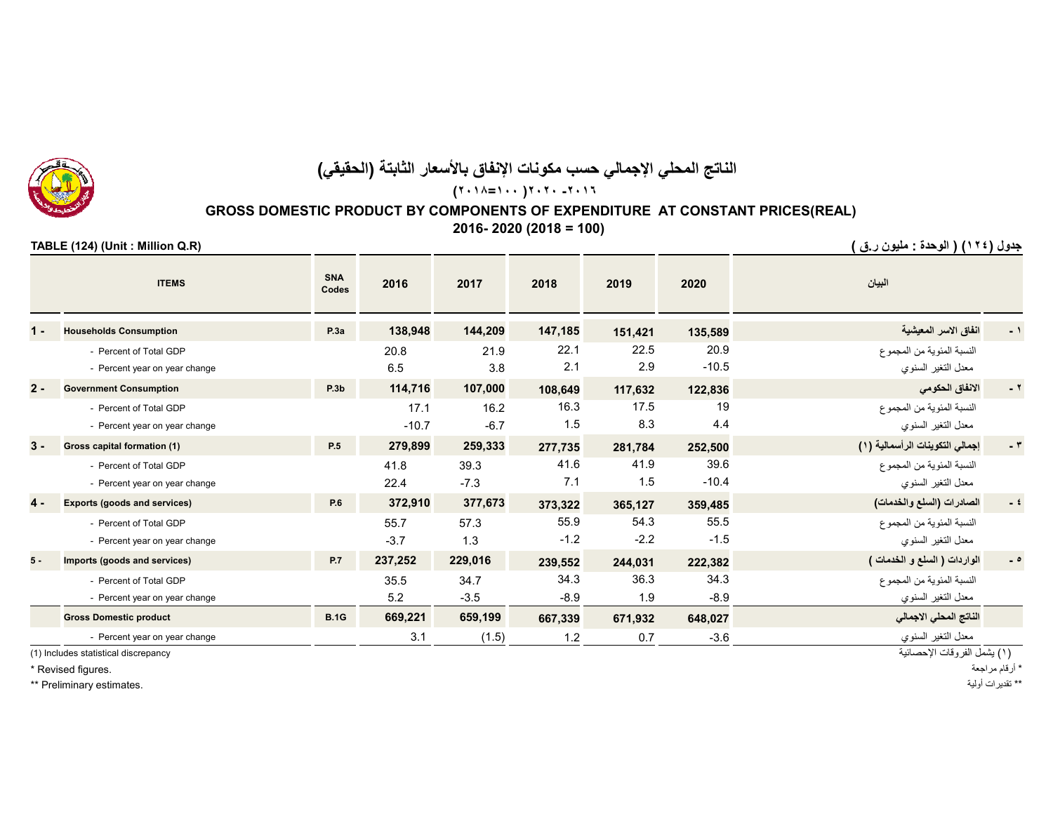# الناتج المحلي الإجمالي حسب مكونات الإنفاق بالأسعار الثابتة (الحقيقي)

## ٢٠١٦- ٢٠٢٠ (١٠٠=٢٠١٨)

## GROSS DOMESTIC PRODUCT BY COMPONENTS OF EXPENDITURE AT CONSTANT PRICES(REAL)

## 2016- 2020 (2018 = 100)

**TABLE (124) (Unit : Million Q.R)** **جدول (١٢٤) ( الوحدة : مليون ر.ق )**

| | ITEMS | SNA Codes | 2016 | 2017 | 2018 | 2019 | 2020 | البيان | |
|---|---|---|---|---|---|---|---|---|---|
| 1 - | **Households Consumption** | P.3a | **138,948** | **144,209** | **147,185** | **151,421** | **135,589** | **انفاق الاسر المعيشية** | ١ - |
| | - Percent of Total GDP | | 20.8 | 21.9 | 22.1 | 22.5 | 20.9 | النسبة المئوية من المجموع | |
| | - Percent year on year change | | 6.5 | 3.8 | 2.1 | 2.9 | -10.5 | معدل التغير السنوي | |
| 2 - | **Government Consumption** | P.3b | **114,716** | **107,000** | **108,649** | **117,632** | **122,836** | **الانفاق الحكومي** | ٢ - |
| | - Percent of Total GDP | | 17.1 | 16.2 | 16.3 | 17.5 | 19 | النسبة المئوية من المجموع | |
| | - Percent year on year change | | -10.7 | -6.7 | 1.5 | 8.3 | 4.4 | معدل التغير السنوي | |
| 3 - | **Gross capital formation (1)** | P.5 | **279,899** | **259,333** | **277,735** | **281,784** | **252,500** | **إجمالي التكوينات الرأسمالية (١)** | ٣ - |
| | - Percent of Total GDP | | 41.8 | 39.3 | 41.6 | 41.9 | 39.6 | النسبة المئوية من المجموع | |
| | - Percent year on year change | | 22.4 | -7.3 | 7.1 | 1.5 | -10.4 | معدل التغير السنوي | |
| 4 - | **Exports (goods and services)** | P.6 | **372,910** | **377,673** | **373,322** | **365,127** | **359,485** | **الصادرات (السلع والخدمات)** | ٤ - |
| | - Percent of Total GDP | | 55.7 | 57.3 | 55.9 | 54.3 | 55.5 | النسبة المئوية من المجموع | |
| | - Percent year on year change | | -3.7 | 1.3 | -1.2 | -2.2 | -1.5 | معدل التغير السنوي | |
| 5 - | **Imports (goods and services)** | P.7 | **237,252** | **229,016** | **239,552** | **244,031** | **222,382** | **الواردات ( السلع و الخدمات )** | ٥ - |
| | - Percent of Total GDP | | 35.5 | 34.7 | 34.3 | 36.3 | 34.3 | النسبة المئوية من المجموع | |
| | - Percent year on year change | | 5.2 | -3.5 | -8.9 | 1.9 | -8.9 | معدل التغير السنوي | |
| | **Gross Domestic product** | B.1G | **669,221** | **659,199** | **667,339** | **671,932** | **648,027** | **الناتج المحلي الاجمالي** | |
| | - Percent year on year change | | 3.1 | (1.5) | 1.2 | 0.7 | -3.6 | معدل التغير السنوي | |

(1) Includes statistical discrepancy — (١) يشمل الفروقات الإحصائية

* Revised figures. — * أرقام مراجعة

** Preliminary estimates. — ** تقديرات أولية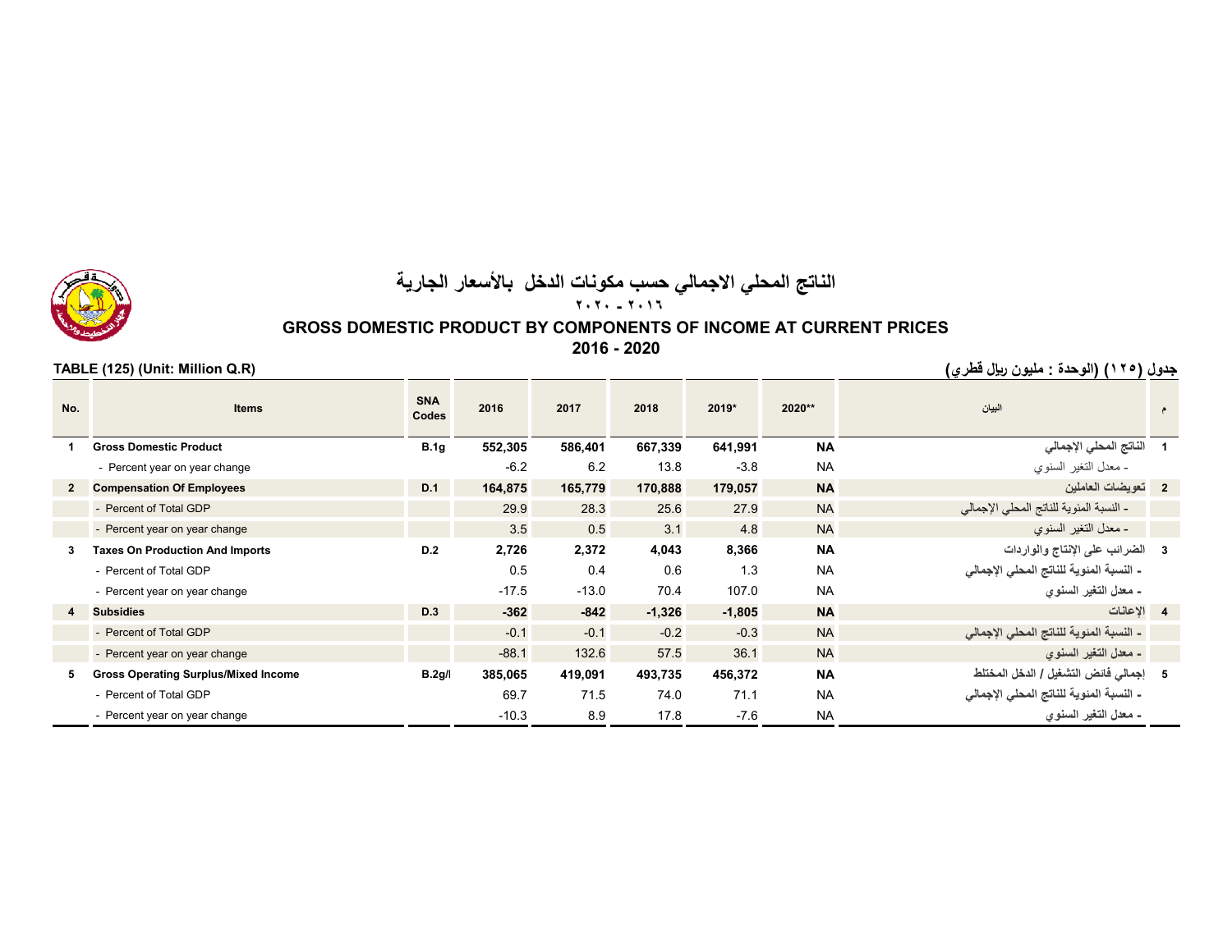# الناتج المحلي الاجمالي حسب مكونات الدخل بالأسعار الجارية

## ٢٠١٦ - ٢٠٢٠

# GROSS DOMESTIC PRODUCT BY COMPONENTS OF INCOME AT CURRENT PRICES

## 2016 - 2020

TABLE (125) (Unit: Million Q.R)

جدول (١٢٥) (الوحدة : مليون ريال قطري)

| No. | Items | SNA Codes | 2016 | 2017 | 2018 | 2019* | 2020** | البيان | م |
|---|---|---|---|---|---|---|---|---|---|
| 1 | **Gross Domestic Product** | **B.1g** | **552,305** | **586,401** | **667,339** | **641,991** | **NA** | **الناتج المحلي الإجمالي** | 1 |
| | - Percent year on year change | | -6.2 | 6.2 | 13.8 | -3.8 | NA | - معدل التغير السنوي | |
| 2 | **Compensation Of Employees** | **D.1** | **164,875** | **165,779** | **170,888** | **179,057** | **NA** | **تعويضات العاملين** | 2 |
| | - Percent of Total GDP | | 29.9 | 28.3 | 25.6 | 27.9 | NA | - النسبة المنوية للناتج المحلي الإجمالي | |
| | - Percent year on year change | | 3.5 | 0.5 | 3.1 | 4.8 | NA | - معدل التغير السنوي | |
| 3 | **Taxes On Production And Imports** | **D.2** | **2,726** | **2,372** | **4,043** | **8,366** | **NA** | **الضرائب على الإنتاج والواردات** | 3 |
| | - Percent of Total GDP | | 0.5 | 0.4 | 0.6 | 1.3 | NA | - النسبة المئوية للناتج المحلي الإجمالي | |
| | - Percent year on year change | | -17.5 | -13.0 | 70.4 | 107.0 | NA | - معدل التغير السنوي | |
| 4 | **Subsidies** | **D.3** | **-362** | **-842** | **-1,326** | **-1,805** | **NA** | **الإعانات** | 4 |
| | - Percent of Total GDP | | -0.1 | -0.1 | -0.2 | -0.3 | NA | - النسبة المئوية للناتج المحلي الإجمالي | |
| | - Percent year on year change | | -88.1 | 132.6 | 57.5 | 36.1 | NA | - معدل التغير السنوي | |
| 5 | **Gross Operating Surplus/Mixed Income** | **B.2g/I** | **385,065** | **419,091** | **493,735** | **456,372** | **NA** | **إجمالي فائض التشغيل / الدخل المختلط** | 5 |
| | - Percent of Total GDP | | 69.7 | 71.5 | 74.0 | 71.1 | NA | - النسبة المئوية للناتج المحلي الإجمالي | |
| | - Percent year on year change | | -10.3 | 8.9 | 17.8 | -7.6 | NA | - معدل التغير السنوي | |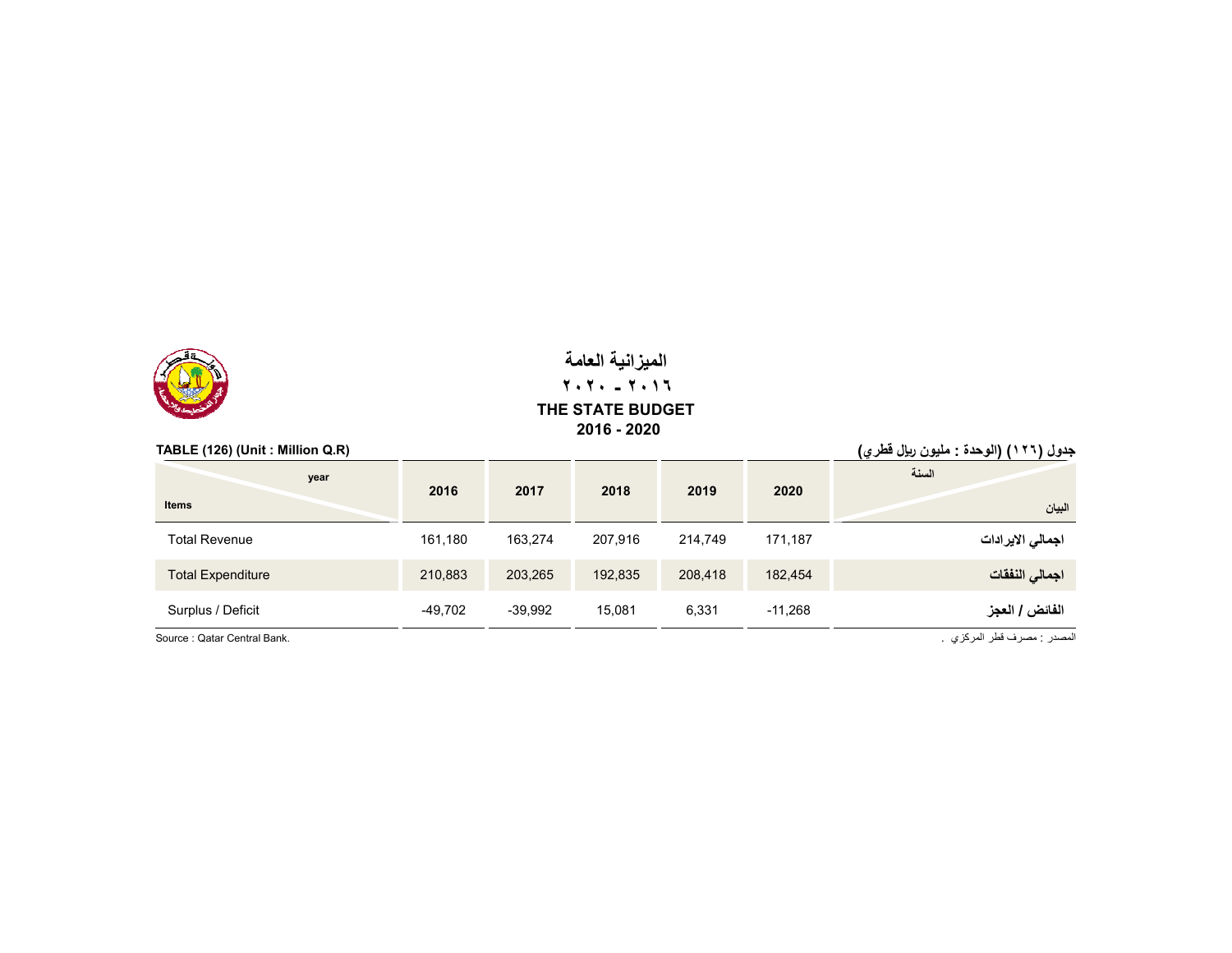# الميزانية العامة

## ٢٠١٦ - ٢٠٢٠

# THE STATE BUDGET

## 2016 - 2020

**TABLE (126) (Unit : Million Q.R)** **جدول (١٢٦) (الوحدة : مليون ريال قطري)**

| year / Items | 2016 | 2017 | 2018 | 2019 | 2020 | السنة / البيان |
|---|---|---|---|---|---|---|
| Total Revenue | 161,180 | 163,274 | 207,916 | 214,749 | 171,187 | اجمالي الايرادات |
| Total Expenditure | 210,883 | 203,265 | 192,835 | 208,418 | 182,454 | اجمالي النفقات |
| Surplus / Deficit | -49,702 | -39,992 | 15,081 | 6,331 | -11,268 | الفائض / العجز |

Source : Qatar Central Bank. المصدر : مصرف قطر المركزي .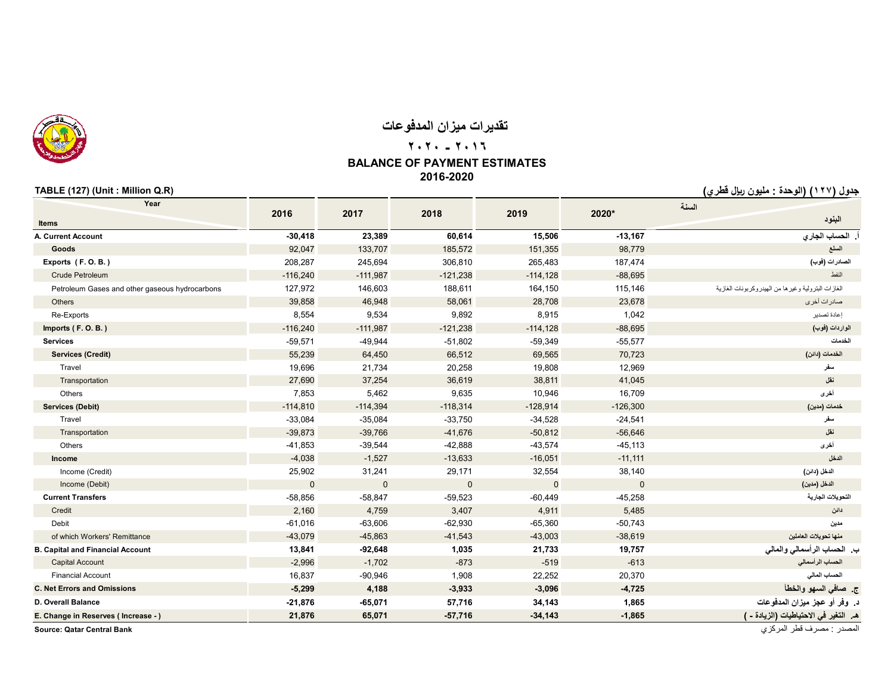# تقديرات ميزان المدفوعات

## ٢٠١٦ - ٢٠٢٠

## BALANCE OF PAYMENT ESTIMATES

## 2016-2020

TABLE (127) (Unit : Million Q.R)

جدول (١٢٧) (الوحدة : مليون ريال قطري)

| Year / Items | 2016 | 2017 | 2018 | 2019 | 2020* | السنة / البنود |
|---|---|---|---|---|---|---|
| **A. Current Account** | **-30,418** | **23,389** | **60,614** | **15,506** | **-13,167** | **أ. الحساب الجاري** |
| **Goods** | 92,047 | 133,707 | 185,572 | 151,355 | 98,779 | **السلع** |
| **Exports ( F. O. B. )** | 208,287 | 245,694 | 306,810 | 265,483 | 187,474 | **الصادرات (فوب)** |
| Crude Petroleum | -116,240 | -111,987 | -121,238 | -114,128 | -88,695 | النفط |
| Petroleum Gases and other gaseous hydrocarbons | 127,972 | 146,603 | 188,611 | 164,150 | 115,146 | الغازات البترولية وغيرها من الهيدروكربونات الغازية |
| Others | 39,858 | 46,948 | 58,061 | 28,708 | 23,678 | صادرات أخرى |
| Re-Exports | 8,554 | 9,534 | 9,892 | 8,915 | 1,042 | إعادة تصدير |
| **Imports ( F. O. B. )** | -116,240 | -111,987 | -121,238 | -114,128 | -88,695 | **الواردات (فوب)** |
| **Services** | -59,571 | -49,944 | -51,802 | -59,349 | -55,577 | **الخدمات** |
| **Services (Credit)** | 55,239 | 64,450 | 66,512 | 69,565 | 70,723 | **الخدمات (دائن)** |
| Travel | 19,696 | 21,734 | 20,258 | 19,808 | 12,969 | سفر |
| Transportation | 27,690 | 37,254 | 36,619 | 38,811 | 41,045 | نقل |
| Others | 7,853 | 5,462 | 9,635 | 10,946 | 16,709 | أخرى |
| **Services (Debit)** | -114,810 | -114,394 | -118,314 | -128,914 | -126,300 | **خدمات (مدين)** |
| Travel | -33,084 | -35,084 | -33,750 | -34,528 | -24,541 | سفر |
| Transportation | -39,873 | -39,766 | -41,676 | -50,812 | -56,646 | نقل |
| Others | -41,853 | -39,544 | -42,888 | -43,574 | -45,113 | أخرى |
| **Income** | -4,038 | -1,527 | -13,633 | -16,051 | -11,111 | **الدخل** |
| Income (Credit) | 25,902 | 31,241 | 29,171 | 32,554 | 38,140 | الدخل (دائن) |
| Income (Debit) | 0 | 0 | 0 | 0 | 0 | الدخل (مدين) |
| **Current Transfers** | -58,856 | -58,847 | -59,523 | -60,449 | -45,258 | **التحويلات الجارية** |
| Credit | 2,160 | 4,759 | 3,407 | 4,911 | 5,485 | دائن |
| Debit | -61,016 | -63,606 | -62,930 | -65,360 | -50,743 | مدين |
| of which Workers' Remittance | -43,079 | -45,863 | -41,543 | -43,003 | -38,619 | منها تحويلات العاملين |
| **B. Capital and Financial Account** | **13,841** | **-92,648** | **1,035** | **21,733** | **19,757** | **ب. الحساب الرأسمالي والمالي** |
| Capital Account | -2,996 | -1,702 | -873 | -519 | -613 | الحساب الرأسمالي |
| Financial Account | 16,837 | -90,946 | 1,908 | 22,252 | 20,370 | الحساب المالي |
| **C. Net Errors and Omissions** | **-5,299** | **4,188** | **-3,933** | **-3,096** | **-4,725** | **ج. صافي السهو والخطأ** |
| **D. Overall Balance** | **-21,876** | **-65,071** | **57,716** | **34,143** | **1,865** | **د. وفر أو عجز ميزان المدفوعات** |
| **E. Change in Reserves ( Increase - )** | **21,876** | **65,071** | **-57,716** | **-34,143** | **-1,865** | **هـ. التغير في الاحتياطيات (الزيادة - )** |

Source: Qatar Central Bank

المصدر : مصرف قطر المركزي